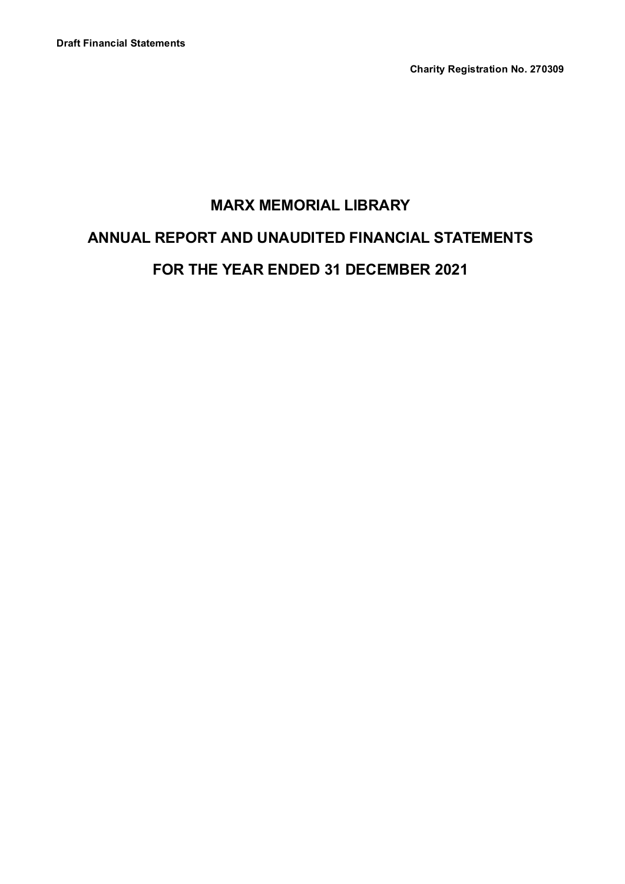**Draft Financial Statements**

**Charity Registration No. 270309**

# MARX MEMORIAL LIBRARY

# ANNUAL REPORT AND UNAUDITED FINANCIAL STATEMENTS

# FOR THE YEAR ENDED 31 DECEMBER 2021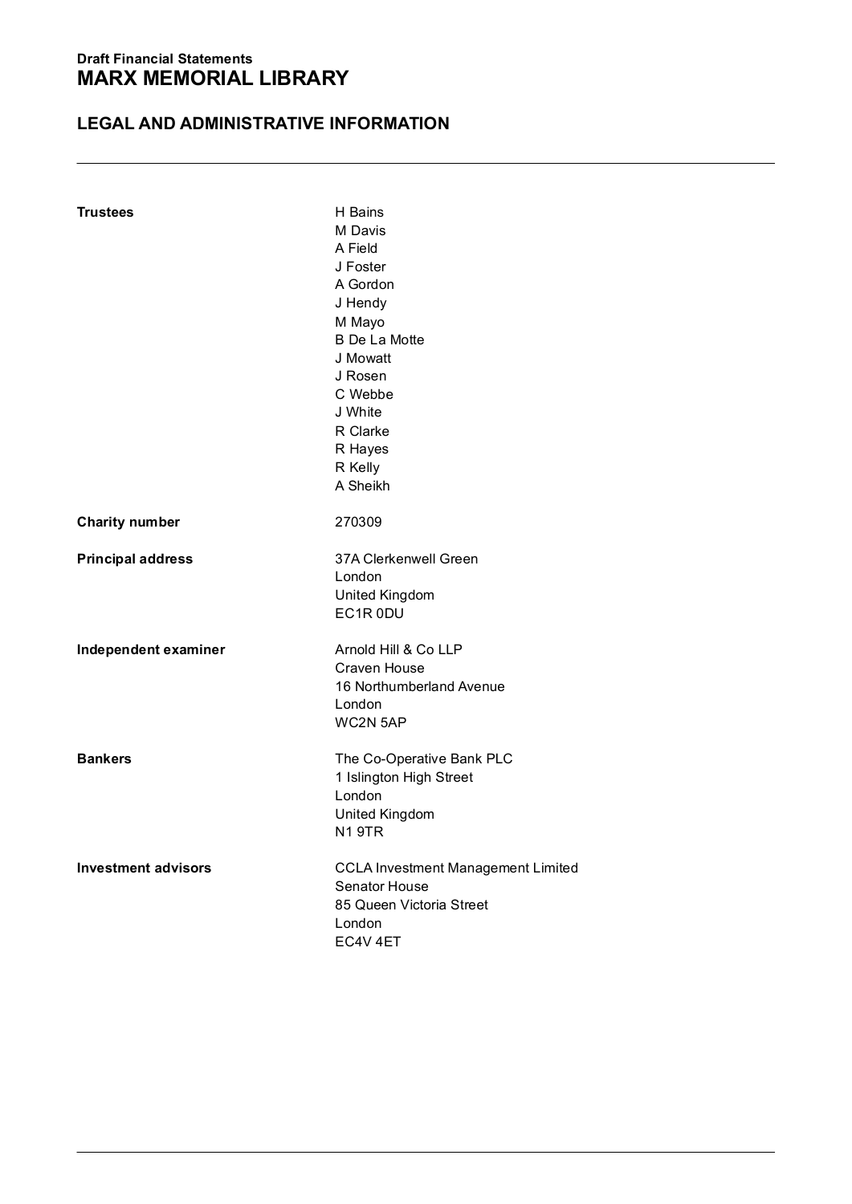Draft Financial Statements

# MARX MEMORIAL LIBRARY

## LEGAL AND ADMINISTRATIVE INFORMATION

| | |
|---|---|
| **Trustees** | H Bains<br>M Davis<br>A Field<br>J Foster<br>A Gordon<br>J Hendy<br>M Mayo<br>B De La Motte<br>J Mowatt<br>J Rosen<br>C Webbe<br>J White<br>R Clarke<br>R Hayes<br>R Kelly<br>A Sheikh |
| **Charity number** | 270309 |
| **Principal address** | 37A Clerkenwell Green<br>London<br>United Kingdom<br>EC1R 0DU |
| **Independent examiner** | Arnold Hill & Co LLP<br>Craven House<br>16 Northumberland Avenue<br>London<br>WC2N 5AP |
| **Bankers** | The Co-Operative Bank PLC<br>1 Islington High Street<br>London<br>United Kingdom<br>N1 9TR |
| **Investment advisors** | CCLA Investment Management Limited<br>Senator House<br>85 Queen Victoria Street<br>London<br>EC4V 4ET |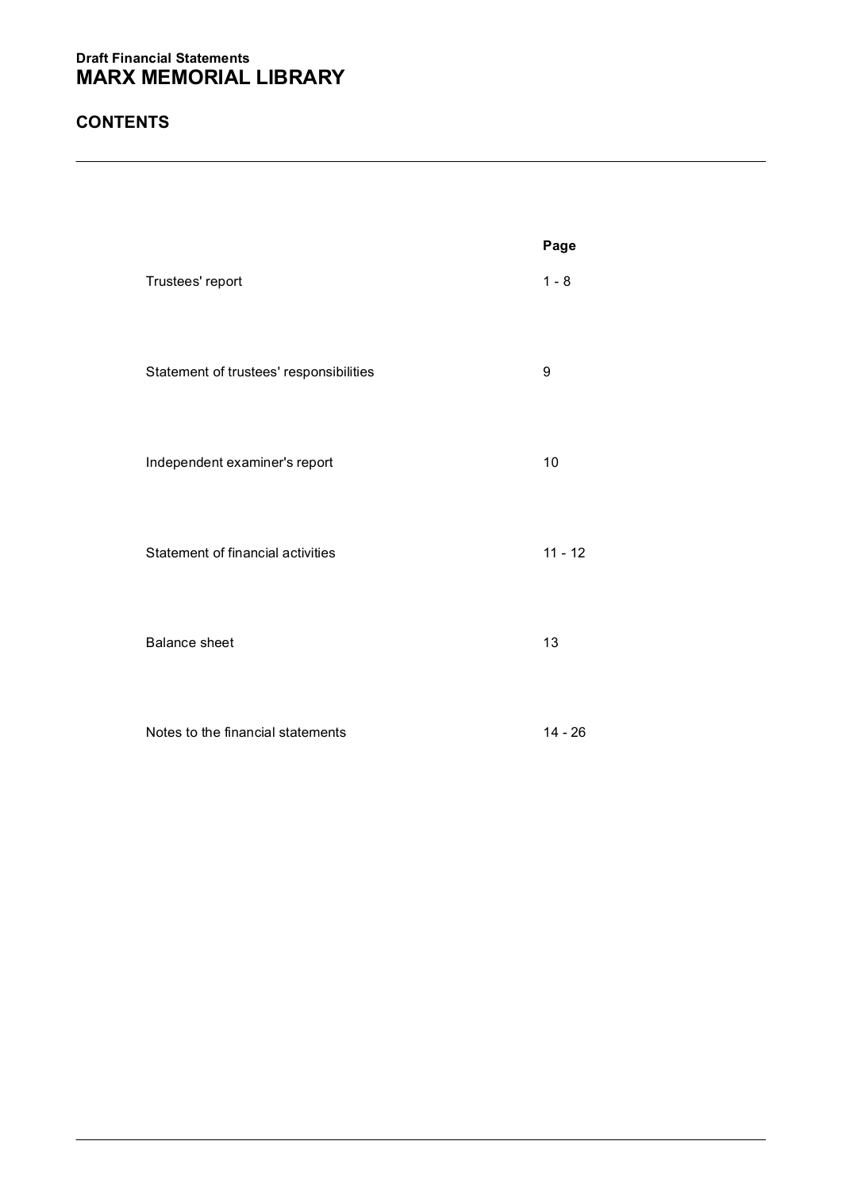Draft Financial Statements

# MARX MEMORIAL LIBRARY

## CONTENTS

| | Page |
|---|---|
| Trustees' report | 1 - 8 |
| Statement of trustees' responsibilities | 9 |
| Independent examiner's report | 10 |
| Statement of financial activities | 11 - 12 |
| Balance sheet | 13 |
| Notes to the financial statements | 14 - 26 |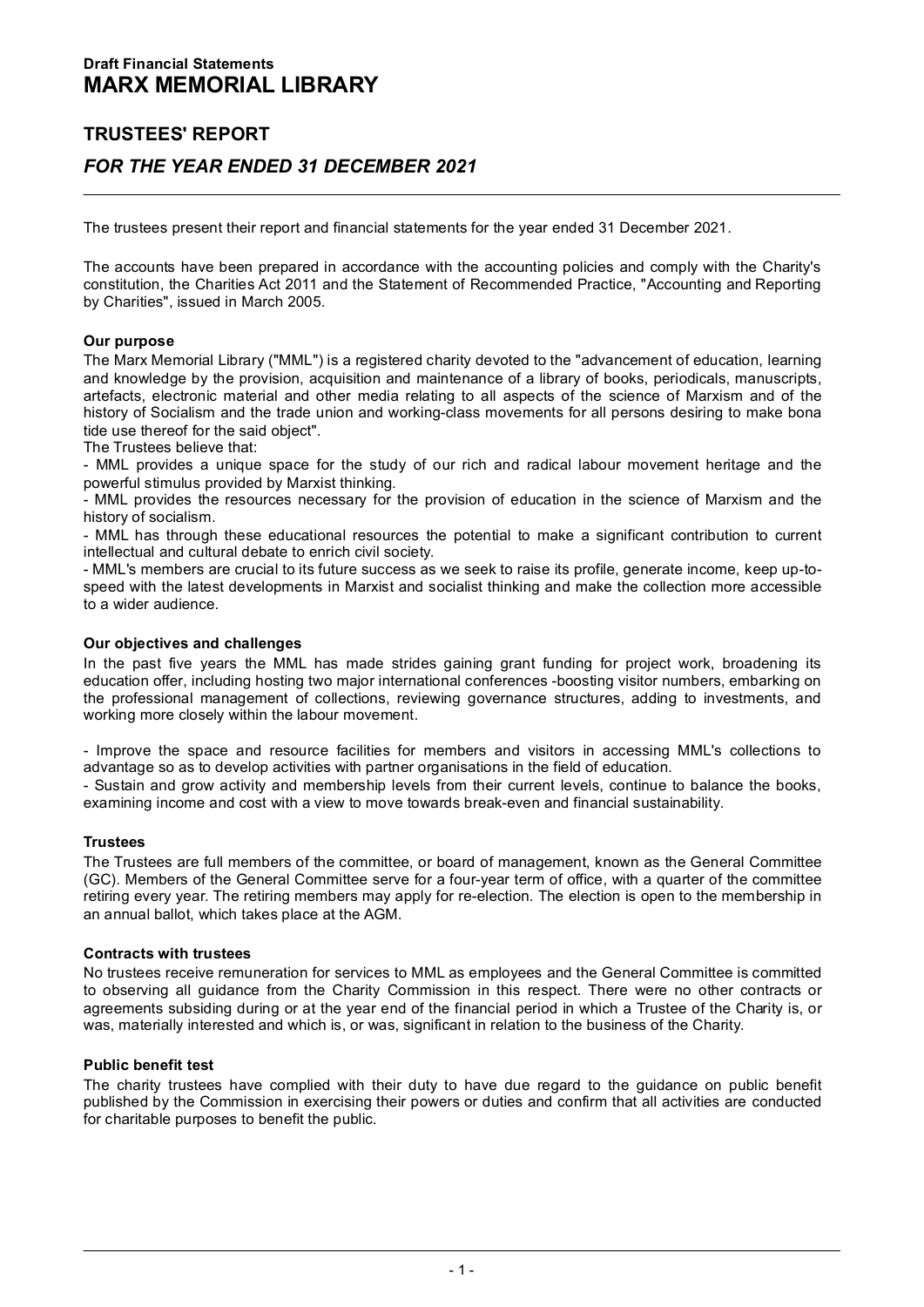**Draft Financial Statements**

# MARX MEMORIAL LIBRARY

## TRUSTEES' REPORT

### *FOR THE YEAR ENDED 31 DECEMBER 2021*

The trustees present their report and financial statements for the year ended 31 December 2021.

The accounts have been prepared in accordance with the accounting policies and comply with the Charity's constitution, the Charities Act 2011 and the Statement of Recommended Practice, "Accounting and Reporting by Charities", issued in March 2005.

**Our purpose**

The Marx Memorial Library ("MML") is a registered charity devoted to the "advancement of education, learning and knowledge by the provision, acquisition and maintenance of a library of books, periodicals, manuscripts, artefacts, electronic material and other media relating to all aspects of the science of Marxism and of the history of Socialism and the trade union and working-class movements for all persons desiring to make bona tide use thereof for the said object".

The Trustees believe that:

- MML provides a unique space for the study of our rich and radical labour movement heritage and the powerful stimulus provided by Marxist thinking.
- MML provides the resources necessary for the provision of education in the science of Marxism and the history of socialism.
- MML has through these educational resources the potential to make a significant contribution to current intellectual and cultural debate to enrich civil society.
- MML's members are crucial to its future success as we seek to raise its profile, generate income, keep up-to-speed with the latest developments in Marxist and socialist thinking and make the collection more accessible to a wider audience.

**Our objectives and challenges**

In the past five years the MML has made strides gaining grant funding for project work, broadening its education offer, including hosting two major international conferences -boosting visitor numbers, embarking on the professional management of collections, reviewing governance structures, adding to investments, and working more closely within the labour movement.

- Improve the space and resource facilities for members and visitors in accessing MML's collections to advantage so as to develop activities with partner organisations in the field of education.
- Sustain and grow activity and membership levels from their current levels, continue to balance the books, examining income and cost with a view to move towards break-even and financial sustainability.

**Trustees**

The Trustees are full members of the committee, or board of management, known as the General Committee (GC). Members of the General Committee serve for a four-year term of office, with a quarter of the committee retiring every year. The retiring members may apply for re-election. The election is open to the membership in an annual ballot, which takes place at the AGM.

**Contracts with trustees**

No trustees receive remuneration for services to MML as employees and the General Committee is committed to observing all guidance from the Charity Commission in this respect. There were no other contracts or agreements subsiding during or at the year end of the financial period in which a Trustee of the Charity is, or was, materially interested and which is, or was, significant in relation to the business of the Charity.

**Public benefit test**

The charity trustees have complied with their duty to have due regard to the guidance on public benefit published by the Commission in exercising their powers or duties and confirm that all activities are conducted for charitable purposes to benefit the public.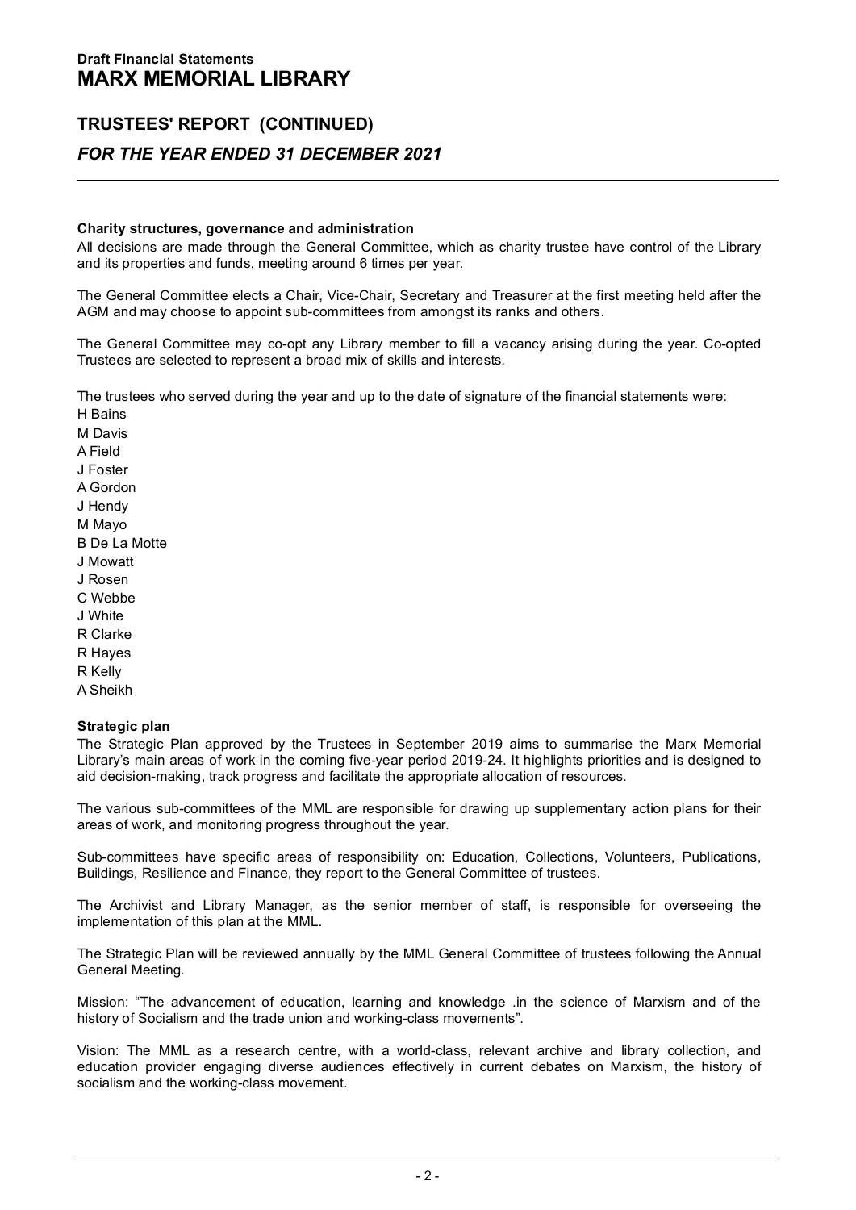**Charity structures, governance and administration**

All decisions are made through the General Committee, which as charity trustee have control of the Library and its properties and funds, meeting around 6 times per year.

The General Committee elects a Chair, Vice-Chair, Secretary and Treasurer at the first meeting held after the AGM and may choose to appoint sub-committees from amongst its ranks and others.

The General Committee may co-opt any Library member to fill a vacancy arising during the year. Co-opted Trustees are selected to represent a broad mix of skills and interests.

The trustees who served during the year and up to the date of signature of the financial statements were:

H Bains
M Davis
A Field
J Foster
A Gordon
J Hendy
M Mayo
B De La Motte
J Mowatt
J Rosen
C Webbe
J White
R Clarke
R Hayes
R Kelly
A Sheikh

**Strategic plan**

The Strategic Plan approved by the Trustees in September 2019 aims to summarise the Marx Memorial Library's main areas of work in the coming five-year period 2019-24. It highlights priorities and is designed to aid decision-making, track progress and facilitate the appropriate allocation of resources.

The various sub-committees of the MML are responsible for drawing up supplementary action plans for their areas of work, and monitoring progress throughout the year.

Sub-committees have specific areas of responsibility on: Education, Collections, Volunteers, Publications, Buildings, Resilience and Finance, they report to the General Committee of trustees.

The Archivist and Library Manager, as the senior member of staff, is responsible for overseeing the implementation of this plan at the MML.

The Strategic Plan will be reviewed annually by the MML General Committee of trustees following the Annual General Meeting.

Mission: "The advancement of education, learning and knowledge .in the science of Marxism and of the history of Socialism and the trade union and working-class movements".

Vision: The MML as a research centre, with a world-class, relevant archive and library collection, and education provider engaging diverse audiences effectively in current debates on Marxism, the history of socialism and the working-class movement.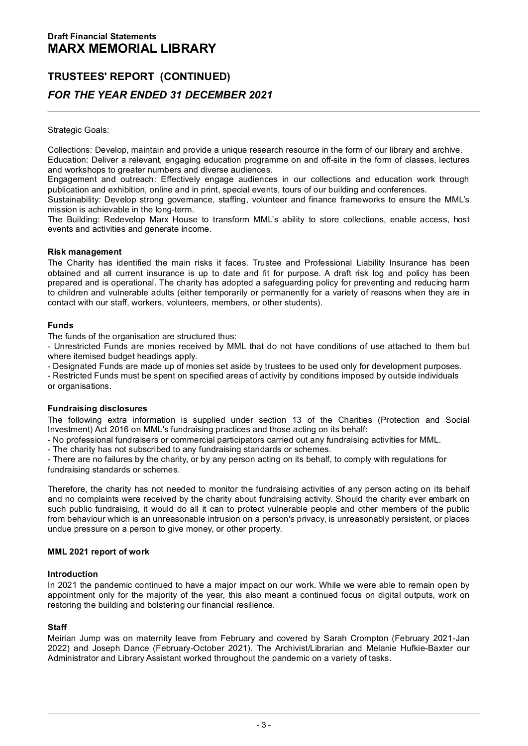Strategic Goals:

Collections: Develop, maintain and provide a unique research resource in the form of our library and archive.
Education: Deliver a relevant, engaging education programme on and off-site in the form of classes, lectures and workshops to greater numbers and diverse audiences.
Engagement and outreach: Effectively engage audiences in our collections and education work through publication and exhibition, online and in print, special events, tours of our building and conferences.
Sustainability: Develop strong governance, staffing, volunteer and finance frameworks to ensure the MML's mission is achievable in the long-term.
The Building: Redevelop Marx House to transform MML's ability to store collections, enable access, host events and activities and generate income.

**Risk management**

The Charity has identified the main risks it faces. Trustee and Professional Liability Insurance has been obtained and all current insurance is up to date and fit for purpose. A draft risk log and policy has been prepared and is operational. The charity has adopted a safeguarding policy for preventing and reducing harm to children and vulnerable adults (either temporarily or permanently for a variety of reasons when they are in contact with our staff, workers, volunteers, members, or other students).

**Funds**

The funds of the organisation are structured thus:

- Unrestricted Funds are monies received by MML that do not have conditions of use attached to them but where itemised budget headings apply.
- Designated Funds are made up of monies set aside by trustees to be used only for development purposes.
- Restricted Funds must be spent on specified areas of activity by conditions imposed by outside individuals or organisations.

**Fundraising disclosures**

The following extra information is supplied under section 13 of the Charities (Protection and Social Investment) Act 2016 on MML's fundraising practices and those acting on its behalf:

- No professional fundraisers or commercial participators carried out any fundraising activities for MML.
- The charity has not subscribed to any fundraising standards or schemes.
- There are no failures by the charity, or by any person acting on its behalf, to comply with regulations for fundraising standards or schemes.

Therefore, the charity has not needed to monitor the fundraising activities of any person acting on its behalf and no complaints were received by the charity about fundraising activity. Should the charity ever embark on such public fundraising, it would do all it can to protect vulnerable people and other members of the public from behaviour which is an unreasonable intrusion on a person's privacy, is unreasonably persistent, or places undue pressure on a person to give money, or other property.

**MML 2021 report of work**

**Introduction**

In 2021 the pandemic continued to have a major impact on our work. While we were able to remain open by appointment only for the majority of the year, this also meant a continued focus on digital outputs, work on restoring the building and bolstering our financial resilience.

**Staff**

Meirian Jump was on maternity leave from February and covered by Sarah Crompton (February 2021-Jan 2022) and Joseph Dance (February-October 2021). The Archivist/Librarian and Melanie Hufkie-Baxter our Administrator and Library Assistant worked throughout the pandemic on a variety of tasks.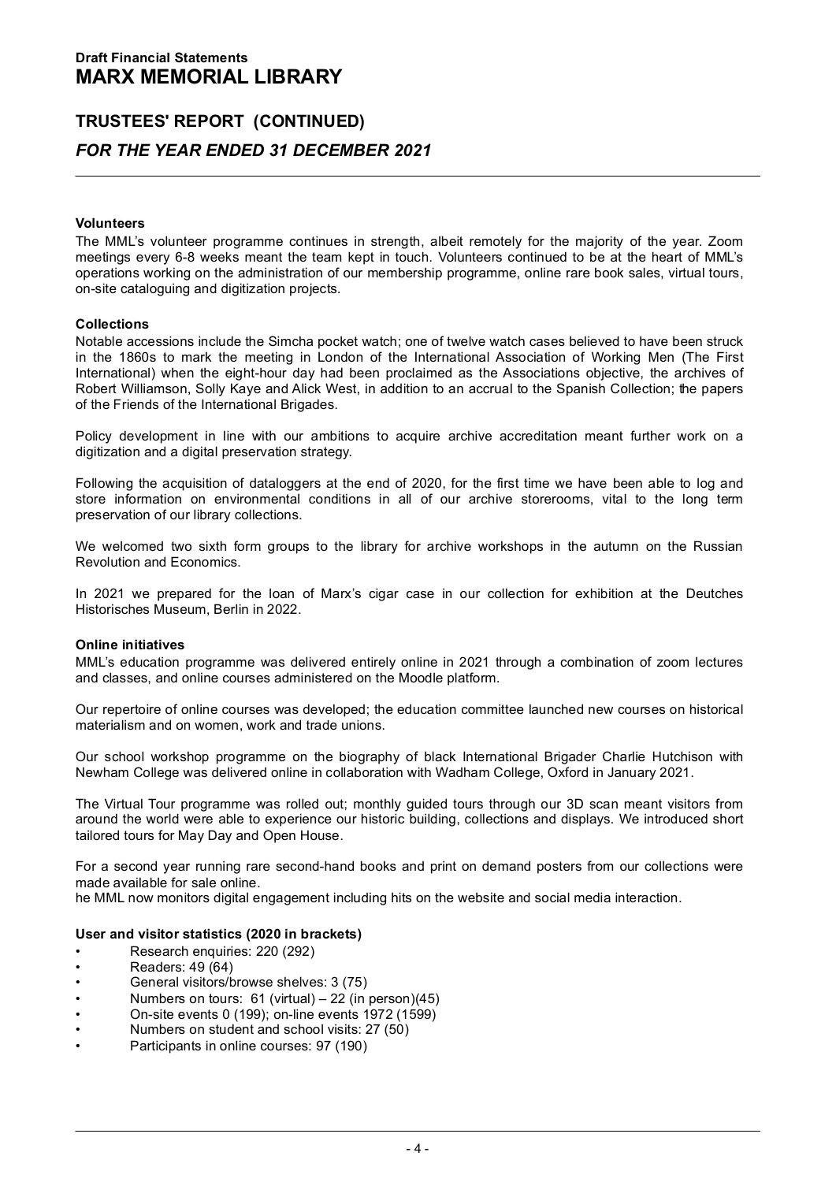### Volunteers

The MML's volunteer programme continues in strength, albeit remotely for the majority of the year. Zoom meetings every 6-8 weeks meant the team kept in touch. Volunteers continued to be at the heart of MML's operations working on the administration of our membership programme, online rare book sales, virtual tours, on-site cataloguing and digitization projects.

### Collections

Notable accessions include the Simcha pocket watch; one of twelve watch cases believed to have been struck in the 1860s to mark the meeting in London of the International Association of Working Men (The First International) when the eight-hour day had been proclaimed as the Associations objective, the archives of Robert Williamson, Solly Kaye and Alick West, in addition to an accrual to the Spanish Collection; the papers of the Friends of the International Brigades.

Policy development in line with our ambitions to acquire archive accreditation meant further work on a digitization and a digital preservation strategy.

Following the acquisition of dataloggers at the end of 2020, for the first time we have been able to log and store information on environmental conditions in all of our archive storerooms, vital to the long term preservation of our library collections.

We welcomed two sixth form groups to the library for archive workshops in the autumn on the Russian Revolution and Economics.

In 2021 we prepared for the loan of Marx's cigar case in our collection for exhibition at the Deutches Historisches Museum, Berlin in 2022.

### Online initiatives

MML's education programme was delivered entirely online in 2021 through a combination of zoom lectures and classes, and online courses administered on the Moodle platform.

Our repertoire of online courses was developed; the education committee launched new courses on historical materialism and on women, work and trade unions.

Our school workshop programme on the biography of black International Brigader Charlie Hutchison with Newham College was delivered online in collaboration with Wadham College, Oxford in January 2021.

The Virtual Tour programme was rolled out; monthly guided tours through our 3D scan meant visitors from around the world were able to experience our historic building, collections and displays. We introduced short tailored tours for May Day and Open House.

For a second year running rare second-hand books and print on demand posters from our collections were made available for sale online.
he MML now monitors digital engagement including hits on the website and social media interaction.

### User and visitor statistics (2020 in brackets)

- Research enquiries: 220 (292)
- Readers: 49 (64)
- General visitors/browse shelves: 3 (75)
- Numbers on tours: 61 (virtual) – 22 (in person)(45)
- On-site events 0 (199); on-line events 1972 (1599)
- Numbers on student and school visits: 27 (50)
- Participants in online courses: 97 (190)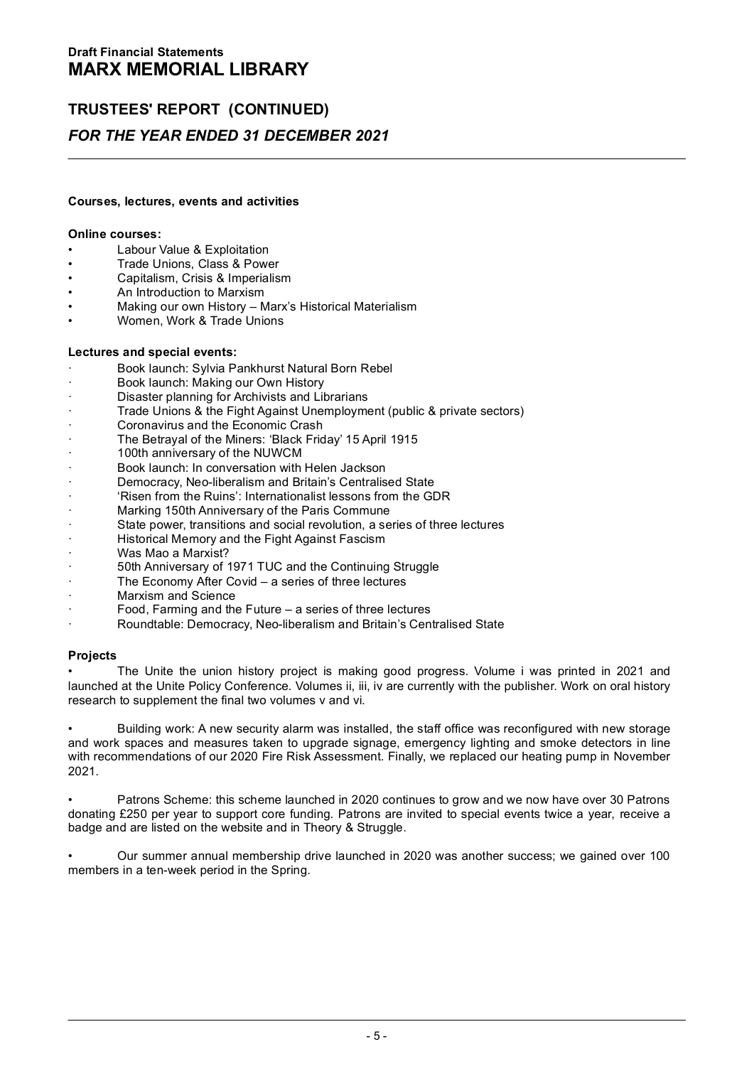**Courses, lectures, events and activities**

**Online courses:**

- Labour Value & Exploitation
- Trade Unions, Class & Power
- Capitalism, Crisis & Imperialism
- An Introduction to Marxism
- Making our own History – Marx's Historical Materialism
- Women, Work & Trade Unions

**Lectures and special events:**

- Book launch: Sylvia Pankhurst Natural Born Rebel
- Book launch: Making our Own History
- Disaster planning for Archivists and Librarians
- Trade Unions & the Fight Against Unemployment (public & private sectors)
- Coronavirus and the Economic Crash
- The Betrayal of the Miners: 'Black Friday' 15 April 1915
- 100th anniversary of the NUWCM
- Book launch: In conversation with Helen Jackson
- Democracy, Neo-liberalism and Britain's Centralised State
- 'Risen from the Ruins': Internationalist lessons from the GDR
- Marking 150th Anniversary of the Paris Commune
- State power, transitions and social revolution, a series of three lectures
- Historical Memory and the Fight Against Fascism
- Was Mao a Marxist?
- 50th Anniversary of 1971 TUC and the Continuing Struggle
- The Economy After Covid – a series of three lectures
- Marxism and Science
- Food, Farming and the Future – a series of three lectures
- Roundtable: Democracy, Neo-liberalism and Britain's Centralised State

**Projects**

- The Unite the union history project is making good progress. Volume i was printed in 2021 and launched at the Unite Policy Conference. Volumes ii, iii, iv are currently with the publisher. Work on oral history research to supplement the final two volumes v and vi.

- Building work: A new security alarm was installed, the staff office was reconfigured with new storage and work spaces and measures taken to upgrade signage, emergency lighting and smoke detectors in line with recommendations of our 2020 Fire Risk Assessment. Finally, we replaced our heating pump in November 2021.

- Patrons Scheme: this scheme launched in 2020 continues to grow and we now have over 30 Patrons donating £250 per year to support core funding. Patrons are invited to special events twice a year, receive a badge and are listed on the website and in Theory & Struggle.

- Our summer annual membership drive launched in 2020 was another success; we gained over 100 members in a ten-week period in the Spring.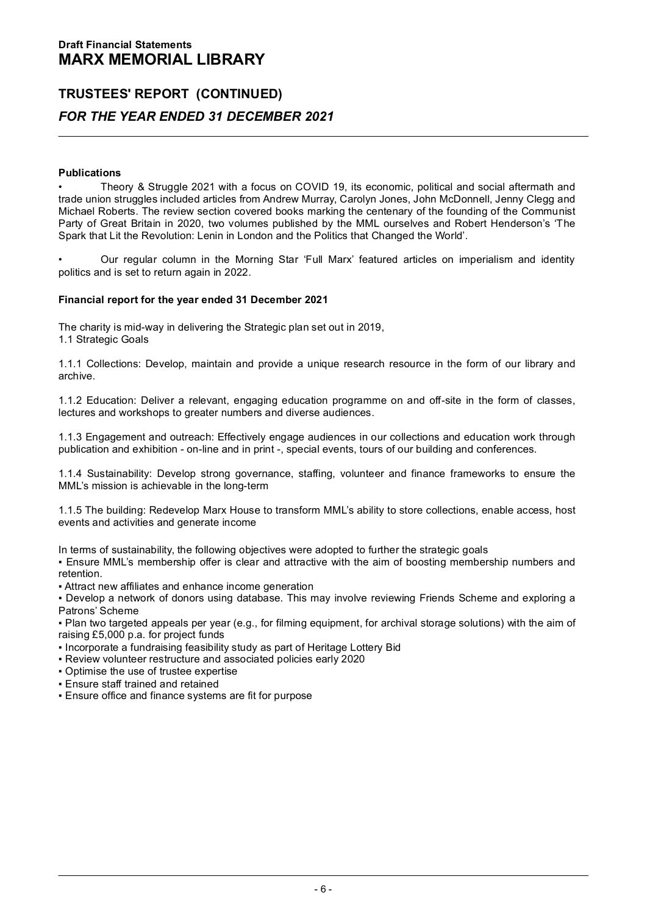### Publications

- Theory & Struggle 2021 with a focus on COVID 19, its economic, political and social aftermath and trade union struggles included articles from Andrew Murray, Carolyn Jones, John McDonnell, Jenny Clegg and Michael Roberts. The review section covered books marking the centenary of the founding of the Communist Party of Great Britain in 2020, two volumes published by the MML ourselves and Robert Henderson's 'The Spark that Lit the Revolution: Lenin in London and the Politics that Changed the World'.

- Our regular column in the Morning Star 'Full Marx' featured articles on imperialism and identity politics and is set to return again in 2022.

### Financial report for the year ended 31 December 2021

The charity is mid-way in delivering the Strategic plan set out in 2019,
1.1 Strategic Goals

1.1.1 Collections: Develop, maintain and provide a unique research resource in the form of our library and archive.

1.1.2 Education: Deliver a relevant, engaging education programme on and off-site in the form of classes, lectures and workshops to greater numbers and diverse audiences.

1.1.3 Engagement and outreach: Effectively engage audiences in our collections and education work through publication and exhibition - on-line and in print -, special events, tours of our building and conferences.

1.1.4 Sustainability: Develop strong governance, staffing, volunteer and finance frameworks to ensure the MML's mission is achievable in the long-term

1.1.5 The building: Redevelop Marx House to transform MML's ability to store collections, enable access, host events and activities and generate income

In terms of sustainability, the following objectives were adopted to further the strategic goals

- Ensure MML's membership offer is clear and attractive with the aim of boosting membership numbers and retention.
- Attract new affiliates and enhance income generation
- Develop a network of donors using database. This may involve reviewing Friends Scheme and exploring a Patrons' Scheme
- Plan two targeted appeals per year (e.g., for filming equipment, for archival storage solutions) with the aim of raising £5,000 p.a. for project funds
- Incorporate a fundraising feasibility study as part of Heritage Lottery Bid
- Review volunteer restructure and associated policies early 2020
- Optimise the use of trustee expertise
- Ensure staff trained and retained
- Ensure office and finance systems are fit for purpose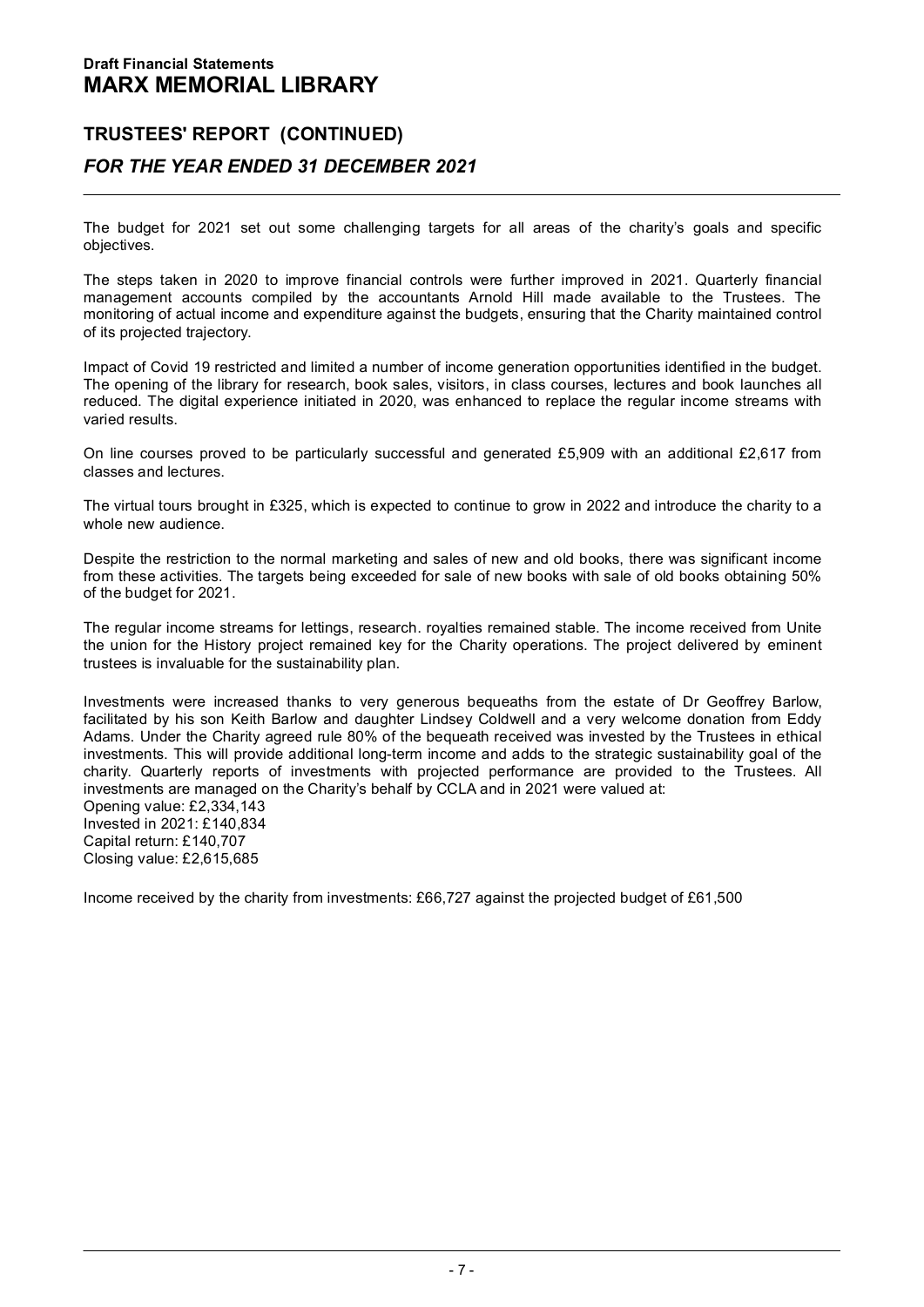## TRUSTEES' REPORT (CONTINUED)

### *FOR THE YEAR ENDED 31 DECEMBER 2021*

The budget for 2021 set out some challenging targets for all areas of the charity's goals and specific objectives.

The steps taken in 2020 to improve financial controls were further improved in 2021. Quarterly financial management accounts compiled by the accountants Arnold Hill made available to the Trustees. The monitoring of actual income and expenditure against the budgets, ensuring that the Charity maintained control of its projected trajectory.

Impact of Covid 19 restricted and limited a number of income generation opportunities identified in the budget. The opening of the library for research, book sales, visitors, in class courses, lectures and book launches all reduced. The digital experience initiated in 2020, was enhanced to replace the regular income streams with varied results.

On line courses proved to be particularly successful and generated £5,909 with an additional £2,617 from classes and lectures.

The virtual tours brought in £325, which is expected to continue to grow in 2022 and introduce the charity to a whole new audience.

Despite the restriction to the normal marketing and sales of new and old books, there was significant income from these activities. The targets being exceeded for sale of new books with sale of old books obtaining 50% of the budget for 2021.

The regular income streams for lettings, research. royalties remained stable. The income received from Unite the union for the History project remained key for the Charity operations. The project delivered by eminent trustees is invaluable for the sustainability plan.

Investments were increased thanks to very generous bequeaths from the estate of Dr Geoffrey Barlow, facilitated by his son Keith Barlow and daughter Lindsey Coldwell and a very welcome donation from Eddy Adams. Under the Charity agreed rule 80% of the bequeath received was invested by the Trustees in ethical investments. This will provide additional long-term income and adds to the strategic sustainability goal of the charity. Quarterly reports of investments with projected performance are provided to the Trustees. All investments are managed on the Charity's behalf by CCLA and in 2021 were valued at:
Opening value: £2,334,143
Invested in 2021: £140,834
Capital return: £140,707
Closing value: £2,615,685

Income received by the charity from investments: £66,727 against the projected budget of £61,500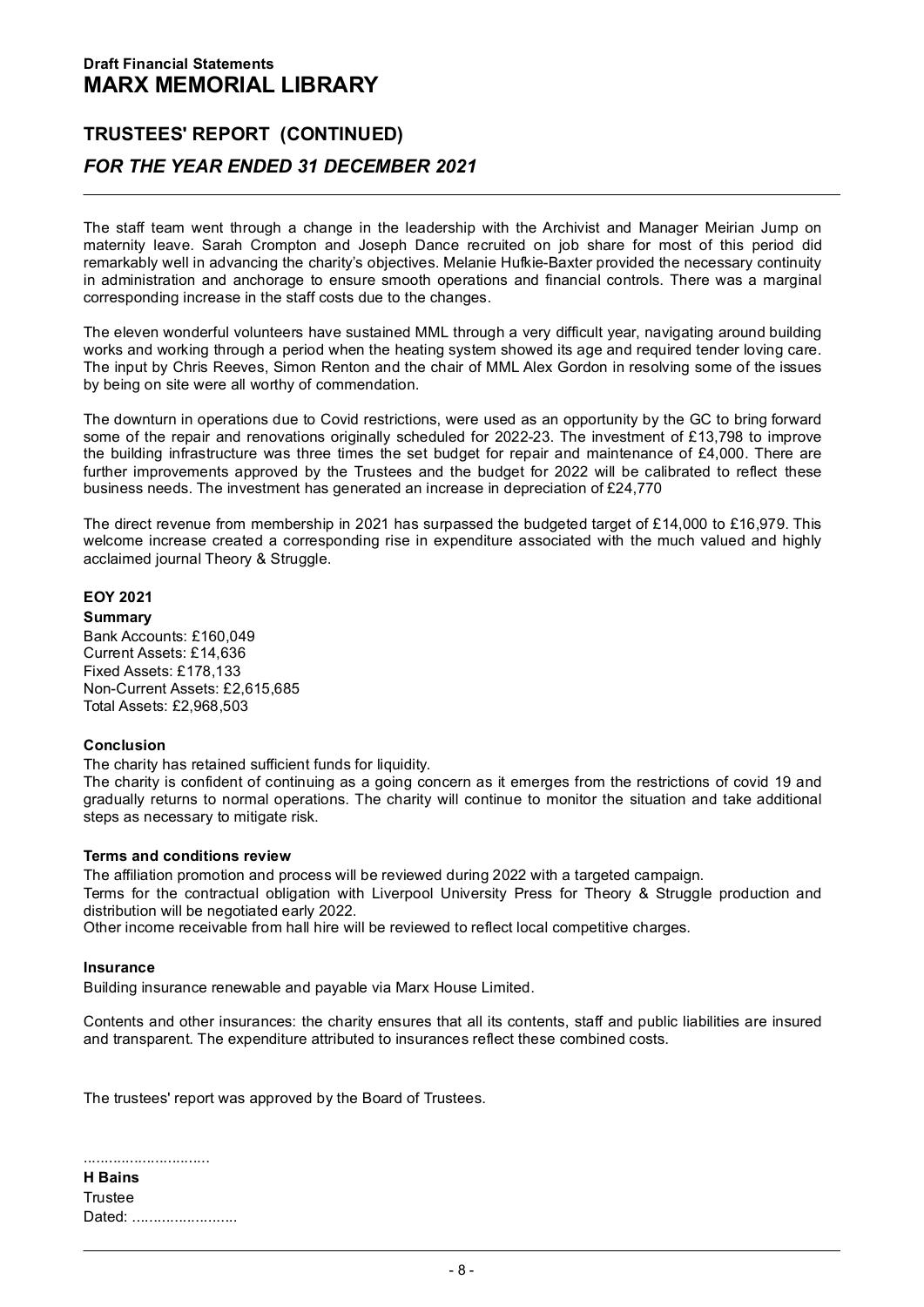**Draft Financial Statements**

# MARX MEMORIAL LIBRARY

## TRUSTEES' REPORT (CONTINUED)

### *FOR THE YEAR ENDED 31 DECEMBER 2021*

The staff team went through a change in the leadership with the Archivist and Manager Meirian Jump on maternity leave. Sarah Crompton and Joseph Dance recruited on job share for most of this period did remarkably well in advancing the charity's objectives. Melanie Hufkie-Baxter provided the necessary continuity in administration and anchorage to ensure smooth operations and financial controls. There was a marginal corresponding increase in the staff costs due to the changes.

The eleven wonderful volunteers have sustained MML through a very difficult year, navigating around building works and working through a period when the heating system showed its age and required tender loving care. The input by Chris Reeves, Simon Renton and the chair of MML Alex Gordon in resolving some of the issues by being on site were all worthy of commendation.

The downturn in operations due to Covid restrictions, were used as an opportunity by the GC to bring forward some of the repair and renovations originally scheduled for 2022-23. The investment of £13,798 to improve the building infrastructure was three times the set budget for repair and maintenance of £4,000. There are further improvements approved by the Trustees and the budget for 2022 will be calibrated to reflect these business needs. The investment has generated an increase in depreciation of £24,770

The direct revenue from membership in 2021 has surpassed the budgeted target of £14,000 to £16,979. This welcome increase created a corresponding rise in expenditure associated with the much valued and highly acclaimed journal Theory & Struggle.

**EOY 2021**

**Summary**

Bank Accounts: £160,049
Current Assets: £14,636
Fixed Assets: £178,133
Non-Current Assets: £2,615,685
Total Assets: £2,968,503

**Conclusion**

The charity has retained sufficient funds for liquidity.
The charity is confident of continuing as a going concern as it emerges from the restrictions of covid 19 and gradually returns to normal operations. The charity will continue to monitor the situation and take additional steps as necessary to mitigate risk.

**Terms and conditions review**

The affiliation promotion and process will be reviewed during 2022 with a targeted campaign.
Terms for the contractual obligation with Liverpool University Press for Theory & Struggle production and distribution will be negotiated early 2022.
Other income receivable from hall hire will be reviewed to reflect local competitive charges.

**Insurance**

Building insurance renewable and payable via Marx House Limited.

Contents and other insurances: the charity ensures that all its contents, staff and public liabilities are insured and transparent. The expenditure attributed to insurances reflect these combined costs.

The trustees' report was approved by the Board of Trustees.

..............................
**H Bains**
Trustee
Dated: .........................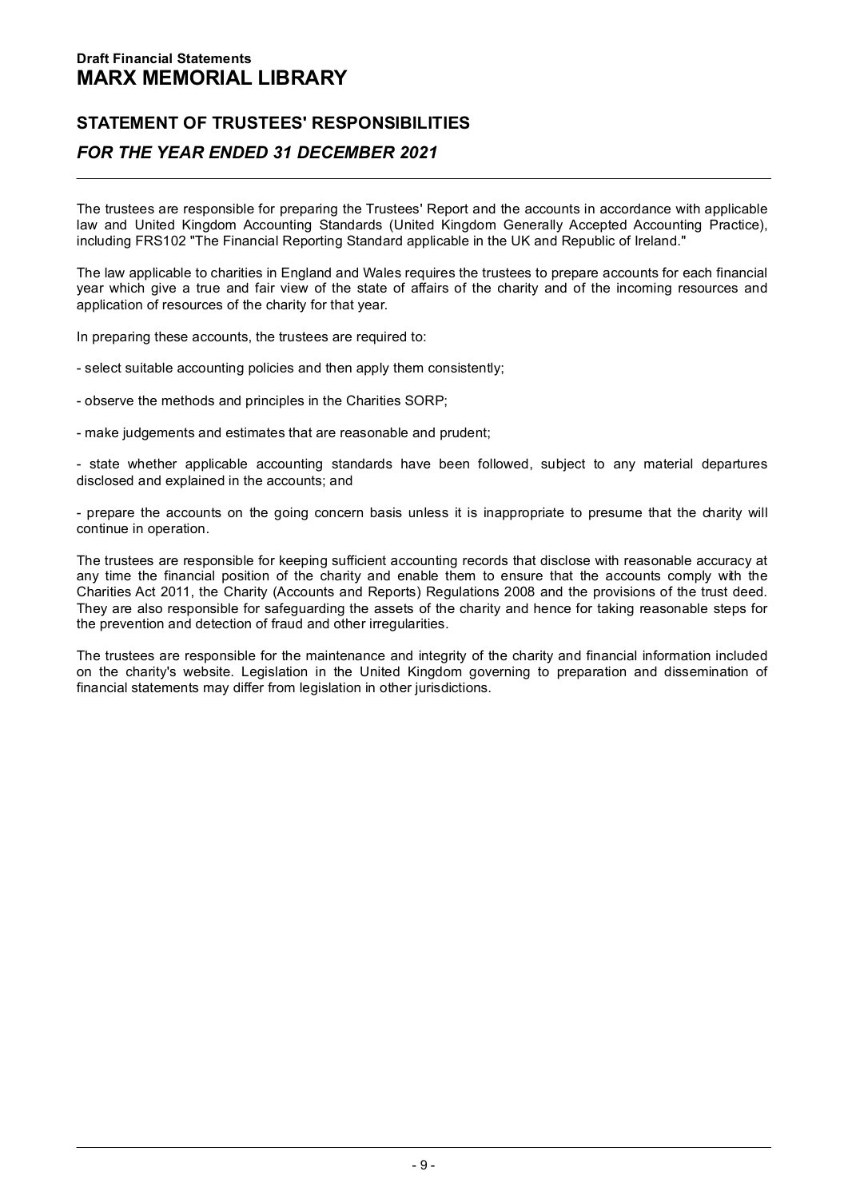**Draft Financial Statements**

# MARX MEMORIAL LIBRARY

## STATEMENT OF TRUSTEES' RESPONSIBILITIES

### *FOR THE YEAR ENDED 31 DECEMBER 2021*

The trustees are responsible for preparing the Trustees' Report and the accounts in accordance with applicable law and United Kingdom Accounting Standards (United Kingdom Generally Accepted Accounting Practice), including FRS102 "The Financial Reporting Standard applicable in the UK and Republic of Ireland."

The law applicable to charities in England and Wales requires the trustees to prepare accounts for each financial year which give a true and fair view of the state of affairs of the charity and of the incoming resources and application of resources of the charity for that year.

In preparing these accounts, the trustees are required to:

- select suitable accounting policies and then apply them consistently;

- observe the methods and principles in the Charities SORP;

- make judgements and estimates that are reasonable and prudent;

- state whether applicable accounting standards have been followed, subject to any material departures disclosed and explained in the accounts; and

- prepare the accounts on the going concern basis unless it is inappropriate to presume that the charity will continue in operation.

The trustees are responsible for keeping sufficient accounting records that disclose with reasonable accuracy at any time the financial position of the charity and enable them to ensure that the accounts comply with the Charities Act 2011, the Charity (Accounts and Reports) Regulations 2008 and the provisions of the trust deed. They are also responsible for safeguarding the assets of the charity and hence for taking reasonable steps for the prevention and detection of fraud and other irregularities.

The trustees are responsible for the maintenance and integrity of the charity and financial information included on the charity's website. Legislation in the United Kingdom governing to preparation and dissemination of financial statements may differ from legislation in other jurisdictions.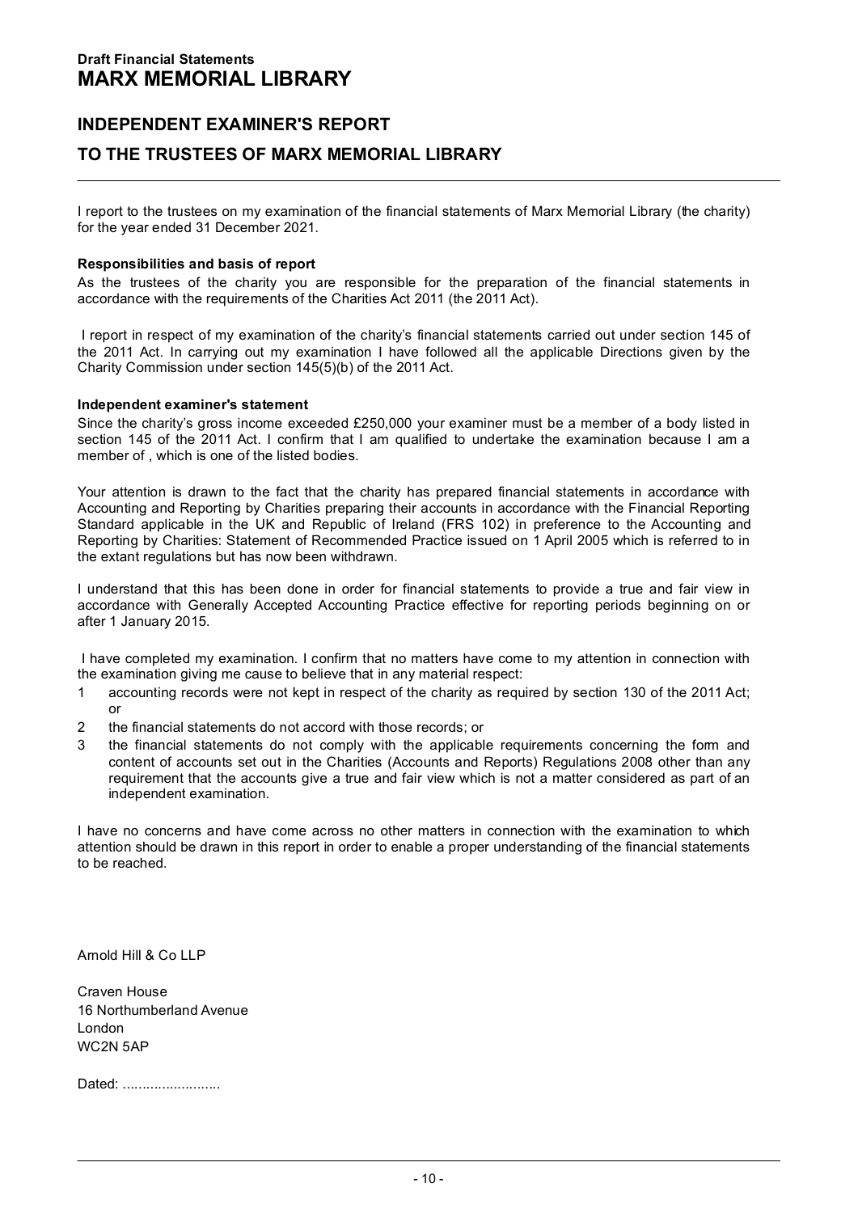**Draft Financial Statements**

# MARX MEMORIAL LIBRARY

## INDEPENDENT EXAMINER'S REPORT

## TO THE TRUSTEES OF MARX MEMORIAL LIBRARY

I report to the trustees on my examination of the financial statements of Marx Memorial Library (the charity) for the year ended 31 December 2021.

**Responsibilities and basis of report**

As the trustees of the charity you are responsible for the preparation of the financial statements in accordance with the requirements of the Charities Act 2011 (the 2011 Act).

I report in respect of my examination of the charity's financial statements carried out under section 145 of the 2011 Act. In carrying out my examination I have followed all the applicable Directions given by the Charity Commission under section 145(5)(b) of the 2011 Act.

**Independent examiner's statement**

Since the charity's gross income exceeded £250,000 your examiner must be a member of a body listed in section 145 of the 2011 Act. I confirm that I am qualified to undertake the examination because I am a member of , which is one of the listed bodies.

Your attention is drawn to the fact that the charity has prepared financial statements in accordance with Accounting and Reporting by Charities preparing their accounts in accordance with the Financial Reporting Standard applicable in the UK and Republic of Ireland (FRS 102) in preference to the Accounting and Reporting by Charities: Statement of Recommended Practice issued on 1 April 2005 which is referred to in the extant regulations but has now been withdrawn.

I understand that this has been done in order for financial statements to provide a true and fair view in accordance with Generally Accepted Accounting Practice effective for reporting periods beginning on or after 1 January 2015.

I have completed my examination. I confirm that no matters have come to my attention in connection with the examination giving me cause to believe that in any material respect:

1. accounting records were not kept in respect of the charity as required by section 130 of the 2011 Act; or
2. the financial statements do not accord with those records; or
3. the financial statements do not comply with the applicable requirements concerning the form and content of accounts set out in the Charities (Accounts and Reports) Regulations 2008 other than any requirement that the accounts give a true and fair view which is not a matter considered as part of an independent examination.

I have no concerns and have come across no other matters in connection with the examination to which attention should be drawn in this report in order to enable a proper understanding of the financial statements to be reached.

Arnold Hill & Co LLP

Craven House
16 Northumberland Avenue
London
WC2N 5AP

Dated: .........................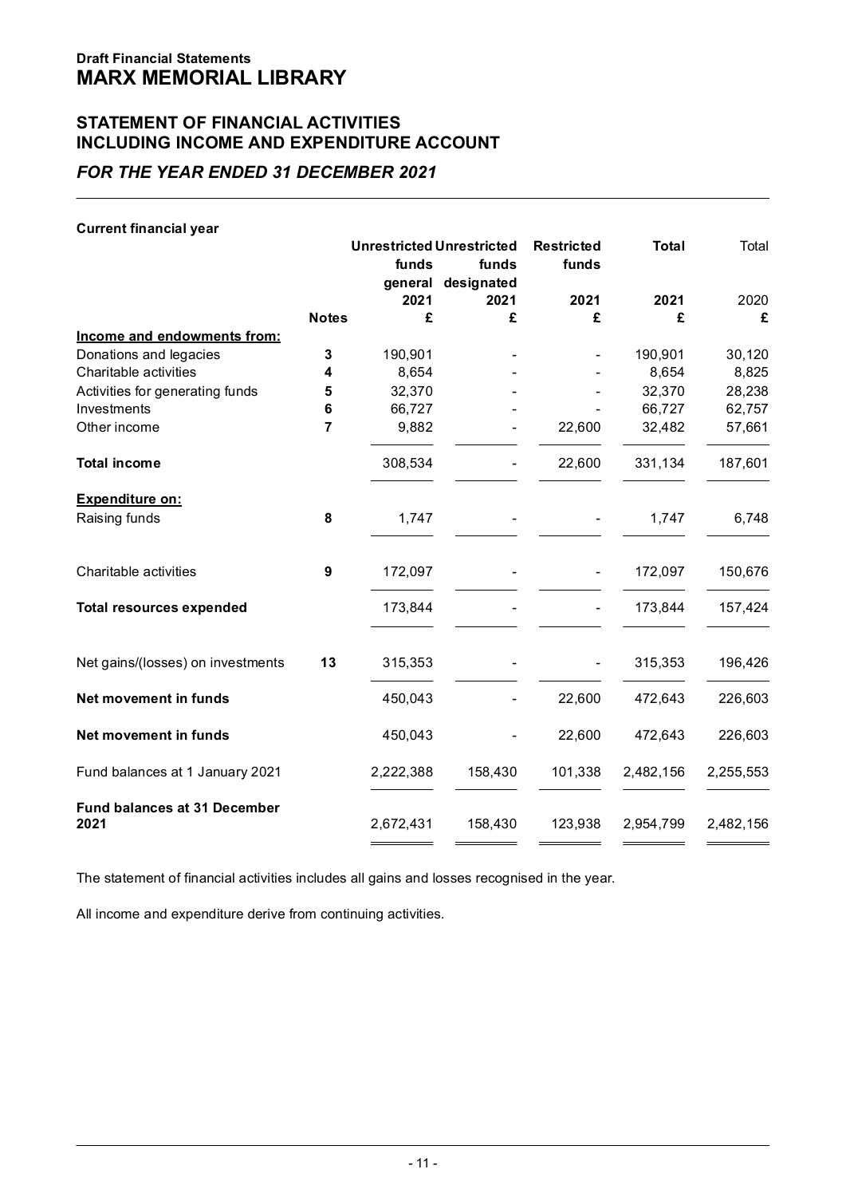**Draft Financial Statements**

# MARX MEMORIAL LIBRARY

## STATEMENT OF FINANCIAL ACTIVITIES INCLUDING INCOME AND EXPENDITURE ACCOUNT

### *FOR THE YEAR ENDED 31 DECEMBER 2021*

**Current financial year**

| | Notes | Unrestricted funds general 2021 £ | Unrestricted funds designated 2021 £ | Restricted funds 2021 £ | Total 2021 £ | Total 2020 £ |
|---|---|---|---|---|---|---|
| **Income and endowments from:** | | | | | | |
| Donations and legacies | 3 | 190,901 | - | - | 190,901 | 30,120 |
| Charitable activities | 4 | 8,654 | - | - | 8,654 | 8,825 |
| Activities for generating funds | 5 | 32,370 | - | - | 32,370 | 28,238 |
| Investments | 6 | 66,727 | - | - | 66,727 | 62,757 |
| Other income | 7 | 9,882 | - | 22,600 | 32,482 | 57,661 |
| **Total income** | | 308,534 | - | 22,600 | 331,134 | 187,601 |
| **Expenditure on:** | | | | | | |
| Raising funds | 8 | 1,747 | - | - | 1,747 | 6,748 |
| Charitable activities | 9 | 172,097 | - | - | 172,097 | 150,676 |
| **Total resources expended** | | 173,844 | - | - | 173,844 | 157,424 |
| Net gains/(losses) on investments | 13 | 315,353 | - | - | 315,353 | 196,426 |
| **Net movement in funds** | | 450,043 | - | 22,600 | 472,643 | 226,603 |
| **Net movement in funds** | | 450,043 | - | 22,600 | 472,643 | 226,603 |
| Fund balances at 1 January 2021 | | 2,222,388 | 158,430 | 101,338 | 2,482,156 | 2,255,553 |
| **Fund balances at 31 December 2021** | | 2,672,431 | 158,430 | 123,938 | 2,954,799 | 2,482,156 |

The statement of financial activities includes all gains and losses recognised in the year.

All income and expenditure derive from continuing activities.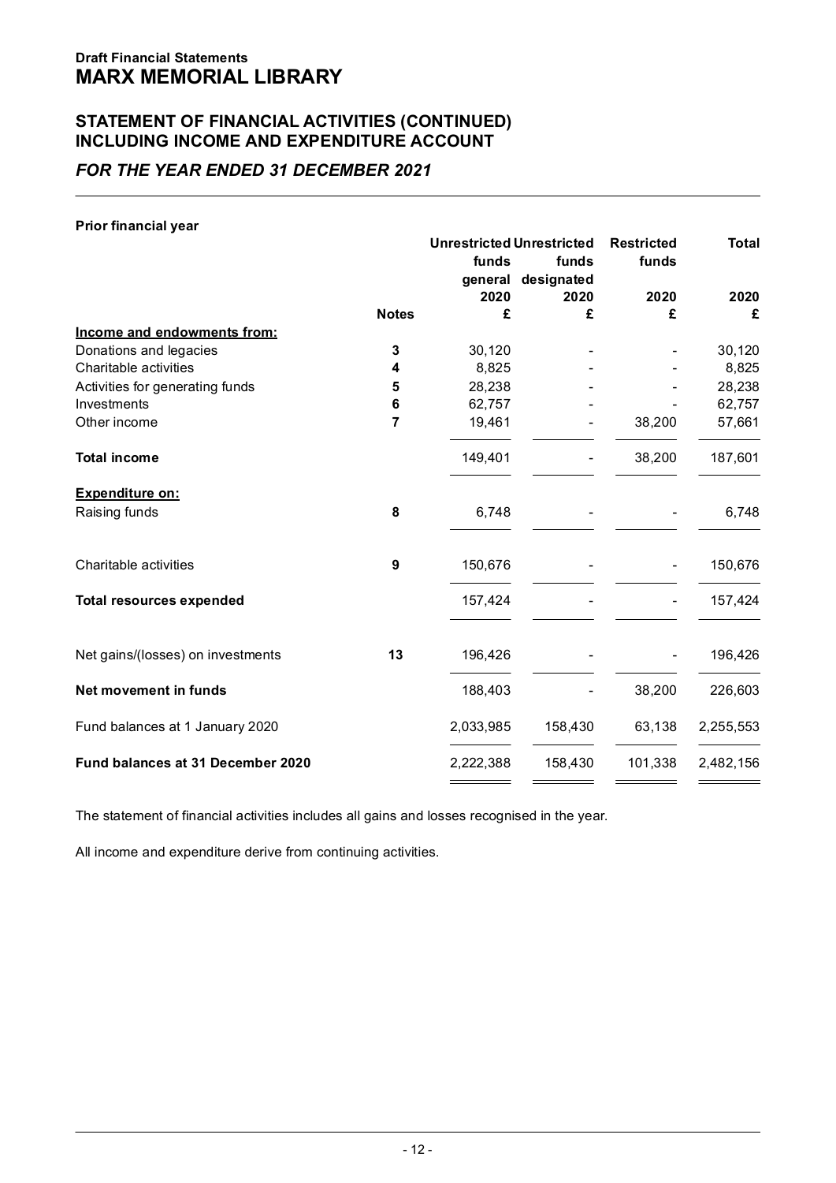Draft Financial Statements

# MARX MEMORIAL LIBRARY

## STATEMENT OF FINANCIAL ACTIVITIES (CONTINUED)
## INCLUDING INCOME AND EXPENDITURE ACCOUNT

### *FOR THE YEAR ENDED 31 DECEMBER 2021*

**Prior financial year**

| | Notes | Unrestricted funds general 2020 £ | Unrestricted funds designated 2020 £ | Restricted funds 2020 £ | Total 2020 £ |
|---|---|---|---|---|---|
| **Income and endowments from:** | | | | | |
| Donations and legacies | 3 | 30,120 | - | - | 30,120 |
| Charitable activities | 4 | 8,825 | - | - | 8,825 |
| Activities for generating funds | 5 | 28,238 | - | - | 28,238 |
| Investments | 6 | 62,757 | - | - | 62,757 |
| Other income | 7 | 19,461 | - | 38,200 | 57,661 |
| **Total income** | | 149,401 | - | 38,200 | 187,601 |
| **Expenditure on:** | | | | | |
| Raising funds | 8 | 6,748 | - | - | 6,748 |
| Charitable activities | 9 | 150,676 | - | - | 150,676 |
| **Total resources expended** | | 157,424 | - | - | 157,424 |
| Net gains/(losses) on investments | 13 | 196,426 | - | - | 196,426 |
| **Net movement in funds** | | 188,403 | - | 38,200 | 226,603 |
| Fund balances at 1 January 2020 | | 2,033,985 | 158,430 | 63,138 | 2,255,553 |
| **Fund balances at 31 December 2020** | | 2,222,388 | 158,430 | 101,338 | 2,482,156 |

The statement of financial activities includes all gains and losses recognised in the year.

All income and expenditure derive from continuing activities.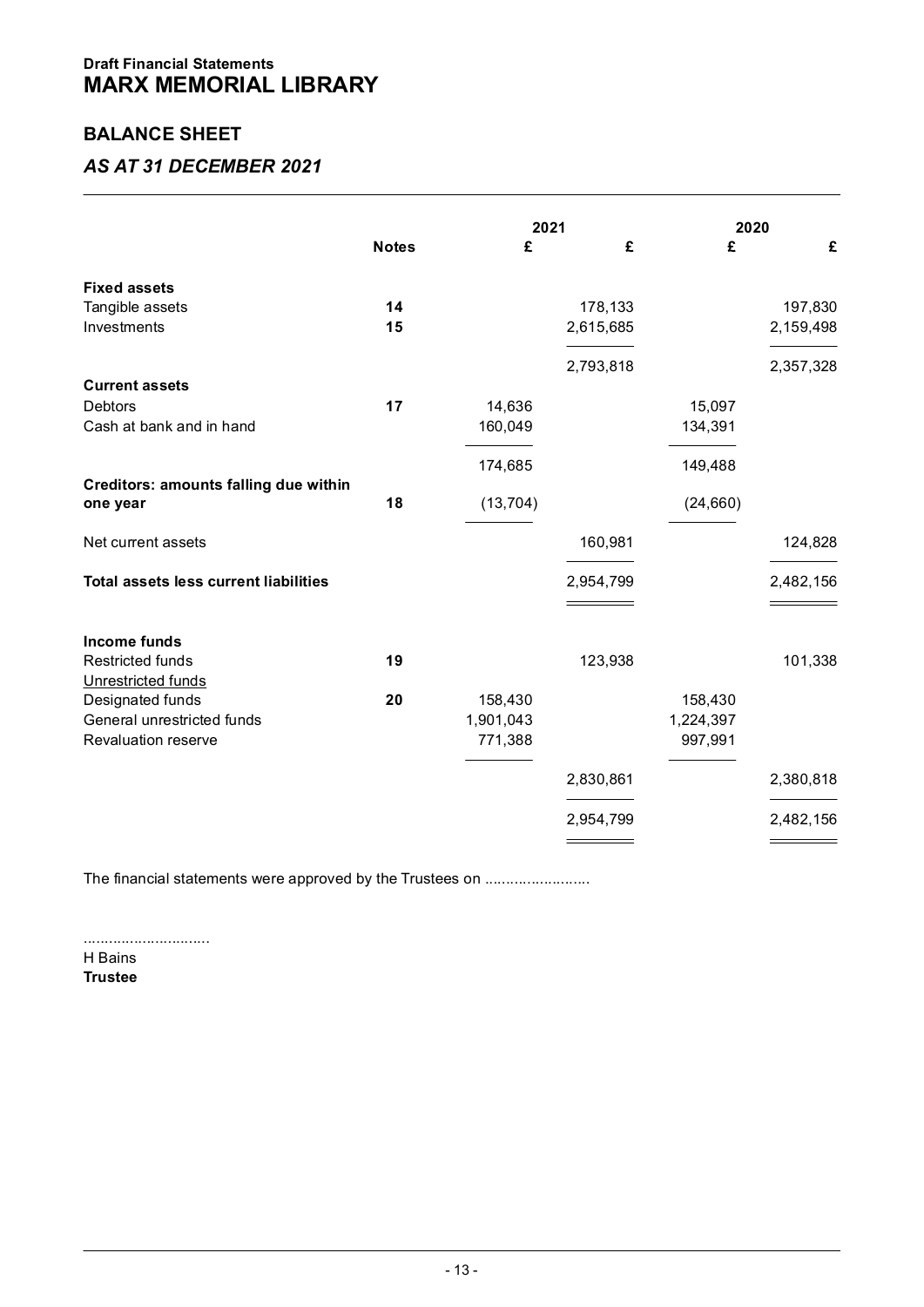**Draft Financial Statements**

# MARX MEMORIAL LIBRARY

## BALANCE SHEET

### *AS AT 31 DECEMBER 2021*

| | Notes | 2021 £ | 2021 £ | 2020 £ | 2020 £ |
|---|---|---|---|---|---|
| **Fixed assets** | | | | | |
| Tangible assets | **14** | | 178,133 | | 197,830 |
| Investments | **15** | | 2,615,685 | | 2,159,498 |
| | | | 2,793,818 | | 2,357,328 |
| **Current assets** | | | | | |
| Debtors | **17** | 14,636 | | 15,097 | |
| Cash at bank and in hand | | 160,049 | | 134,391 | |
| | | 174,685 | | 149,488 | |
| **Creditors: amounts falling due within one year** | **18** | (13,704) | | (24,660) | |
| Net current assets | | | 160,981 | | 124,828 |
| **Total assets less current liabilities** | | | 2,954,799 | | 2,482,156 |
| **Income funds** | | | | | |
| Restricted funds | **19** | | 123,938 | | 101,338 |
| Unrestricted funds | | | | | |
| Designated funds | **20** | 158,430 | | 158,430 | |
| General unrestricted funds | | 1,901,043 | | 1,224,397 | |
| Revaluation reserve | | 771,388 | | 997,991 | |
| | | | 2,830,861 | | 2,380,818 |
| | | | 2,954,799 | | 2,482,156 |

The financial statements were approved by the Trustees on .........................

.............................
H Bains
**Trustee**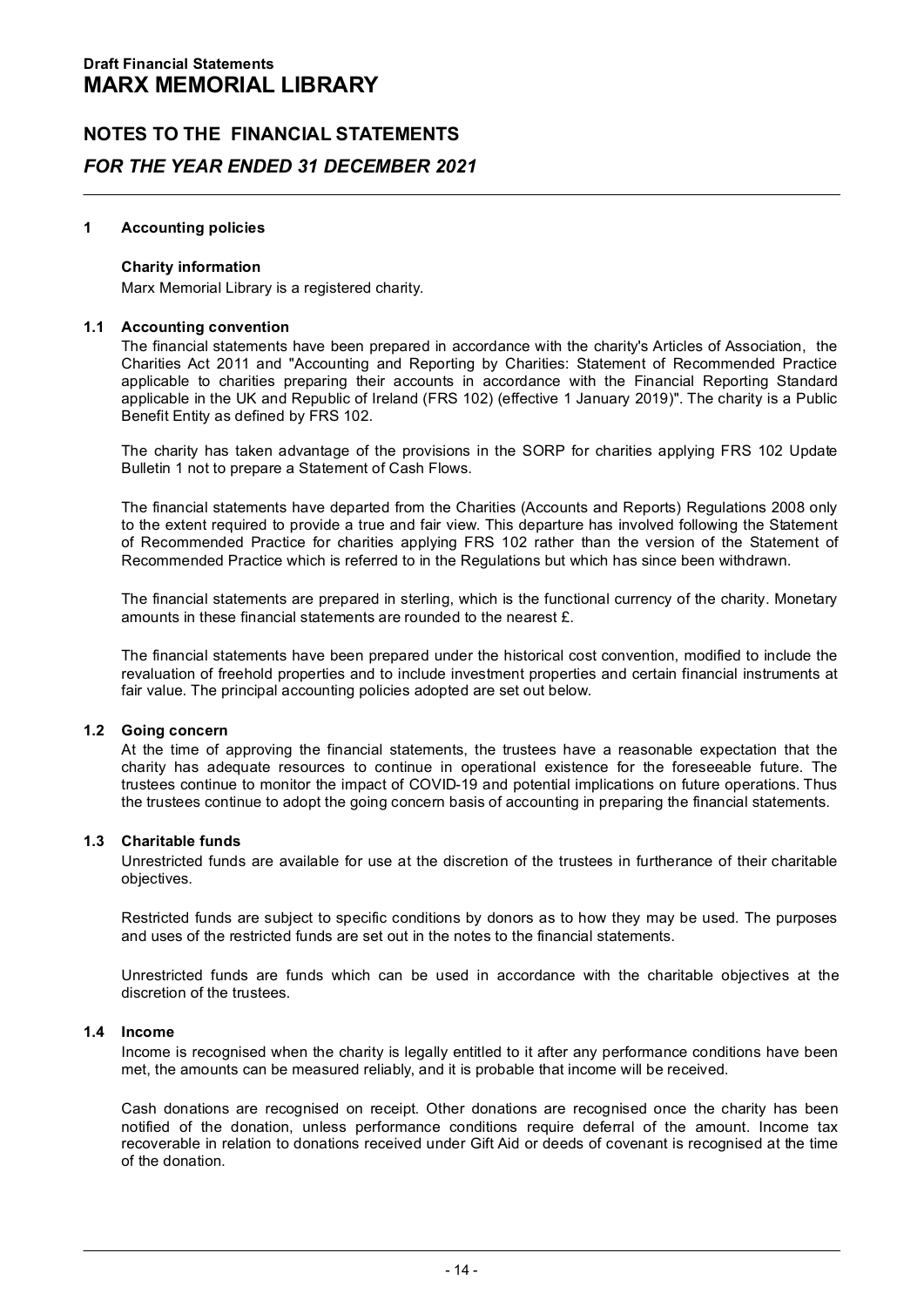**Draft Financial Statements**
# MARX MEMORIAL LIBRARY

## NOTES TO THE FINANCIAL STATEMENTS
## *FOR THE YEAR ENDED 31 DECEMBER 2021*

### 1 Accounting policies

**Charity information**

Marx Memorial Library is a registered charity.

### 1.1 Accounting convention

The financial statements have been prepared in accordance with the charity's Articles of Association, the Charities Act 2011 and "Accounting and Reporting by Charities: Statement of Recommended Practice applicable to charities preparing their accounts in accordance with the Financial Reporting Standard applicable in the UK and Republic of Ireland (FRS 102) (effective 1 January 2019)". The charity is a Public Benefit Entity as defined by FRS 102.

The charity has taken advantage of the provisions in the SORP for charities applying FRS 102 Update Bulletin 1 not to prepare a Statement of Cash Flows.

The financial statements have departed from the Charities (Accounts and Reports) Regulations 2008 only to the extent required to provide a true and fair view. This departure has involved following the Statement of Recommended Practice for charities applying FRS 102 rather than the version of the Statement of Recommended Practice which is referred to in the Regulations but which has since been withdrawn.

The financial statements are prepared in sterling, which is the functional currency of the charity. Monetary amounts in these financial statements are rounded to the nearest £.

The financial statements have been prepared under the historical cost convention, modified to include the revaluation of freehold properties and to include investment properties and certain financial instruments at fair value. The principal accounting policies adopted are set out below.

### 1.2 Going concern

At the time of approving the financial statements, the trustees have a reasonable expectation that the charity has adequate resources to continue in operational existence for the foreseeable future. The trustees continue to monitor the impact of COVID-19 and potential implications on future operations. Thus the trustees continue to adopt the going concern basis of accounting in preparing the financial statements.

### 1.3 Charitable funds

Unrestricted funds are available for use at the discretion of the trustees in furtherance of their charitable objectives.

Restricted funds are subject to specific conditions by donors as to how they may be used. The purposes and uses of the restricted funds are set out in the notes to the financial statements.

Unrestricted funds are funds which can be used in accordance with the charitable objectives at the discretion of the trustees.

### 1.4 Income

Income is recognised when the charity is legally entitled to it after any performance conditions have been met, the amounts can be measured reliably, and it is probable that income will be received.

Cash donations are recognised on receipt. Other donations are recognised once the charity has been notified of the donation, unless performance conditions require deferral of the amount. Income tax recoverable in relation to donations received under Gift Aid or deeds of covenant is recognised at the time of the donation.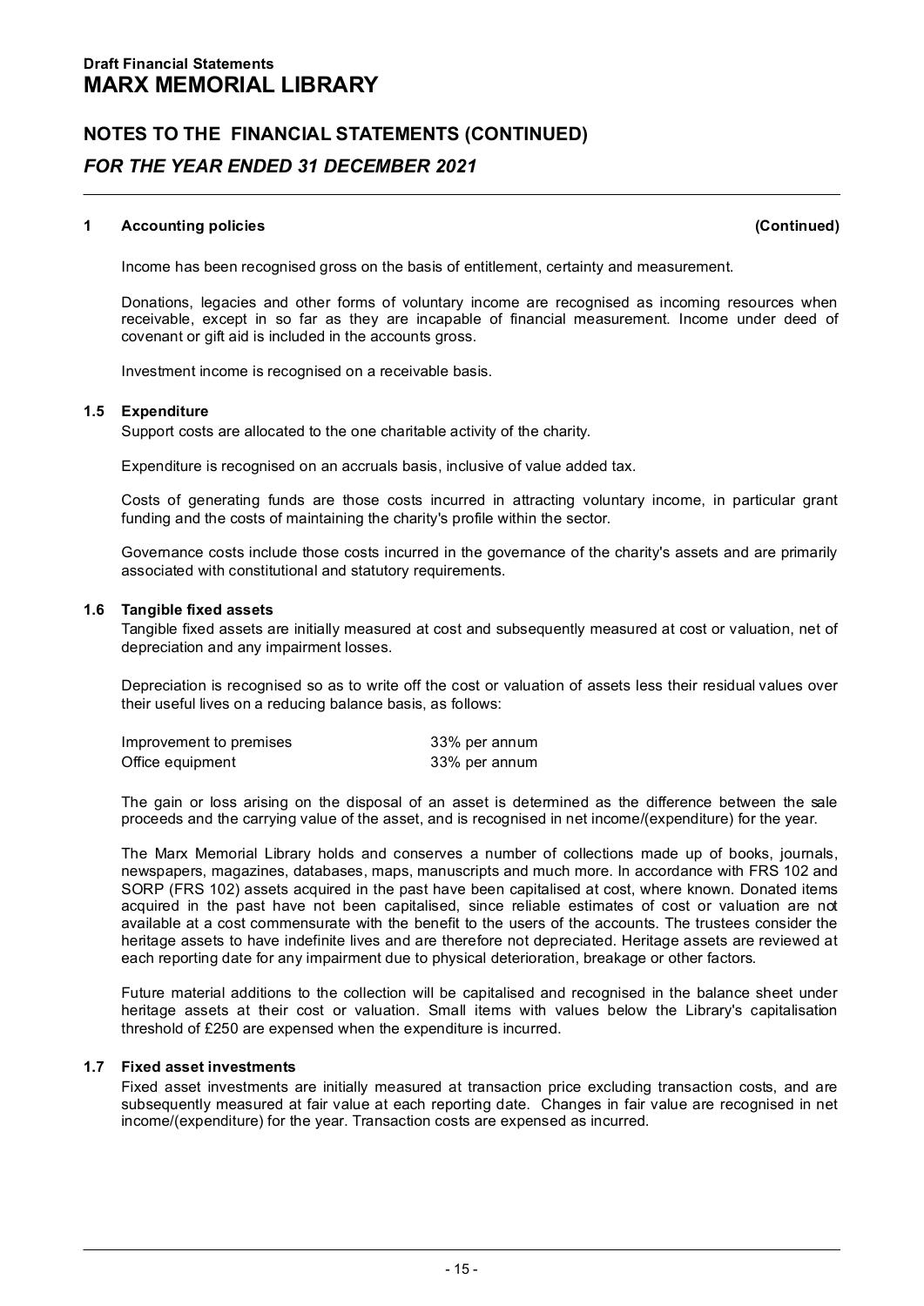**Draft Financial Statements**
# MARX MEMORIAL LIBRARY

## NOTES TO THE FINANCIAL STATEMENTS (CONTINUED)
## *FOR THE YEAR ENDED 31 DECEMBER 2021*

**1 Accounting policies** **(Continued)**

Income has been recognised gross on the basis of entitlement, certainty and measurement.

Donations, legacies and other forms of voluntary income are recognised as incoming resources when receivable, except in so far as they are incapable of financial measurement. Income under deed of covenant or gift aid is included in the accounts gross.

Investment income is recognised on a receivable basis.

### 1.5 Expenditure

Support costs are allocated to the one charitable activity of the charity.

Expenditure is recognised on an accruals basis, inclusive of value added tax.

Costs of generating funds are those costs incurred in attracting voluntary income, in particular grant funding and the costs of maintaining the charity's profile within the sector.

Governance costs include those costs incurred in the governance of the charity's assets and are primarily associated with constitutional and statutory requirements.

### 1.6 Tangible fixed assets

Tangible fixed assets are initially measured at cost and subsequently measured at cost or valuation, net of depreciation and any impairment losses.

Depreciation is recognised so as to write off the cost or valuation of assets less their residual values over their useful lives on a reducing balance basis, as follows:

| | |
|---|---|
| Improvement to premises | 33% per annum |
| Office equipment | 33% per annum |

The gain or loss arising on the disposal of an asset is determined as the difference between the sale proceeds and the carrying value of the asset, and is recognised in net income/(expenditure) for the year.

The Marx Memorial Library holds and conserves a number of collections made up of books, journals, newspapers, magazines, databases, maps, manuscripts and much more. In accordance with FRS 102 and SORP (FRS 102) assets acquired in the past have been capitalised at cost, where known. Donated items acquired in the past have not been capitalised, since reliable estimates of cost or valuation are not available at a cost commensurate with the benefit to the users of the accounts. The trustees consider the heritage assets to have indefinite lives and are therefore not depreciated. Heritage assets are reviewed at each reporting date for any impairment due to physical deterioration, breakage or other factors.

Future material additions to the collection will be capitalised and recognised in the balance sheet under heritage assets at their cost or valuation. Small items with values below the Library's capitalisation threshold of £250 are expensed when the expenditure is incurred.

### 1.7 Fixed asset investments

Fixed asset investments are initially measured at transaction price excluding transaction costs, and are subsequently measured at fair value at each reporting date. Changes in fair value are recognised in net income/(expenditure) for the year. Transaction costs are expensed as incurred.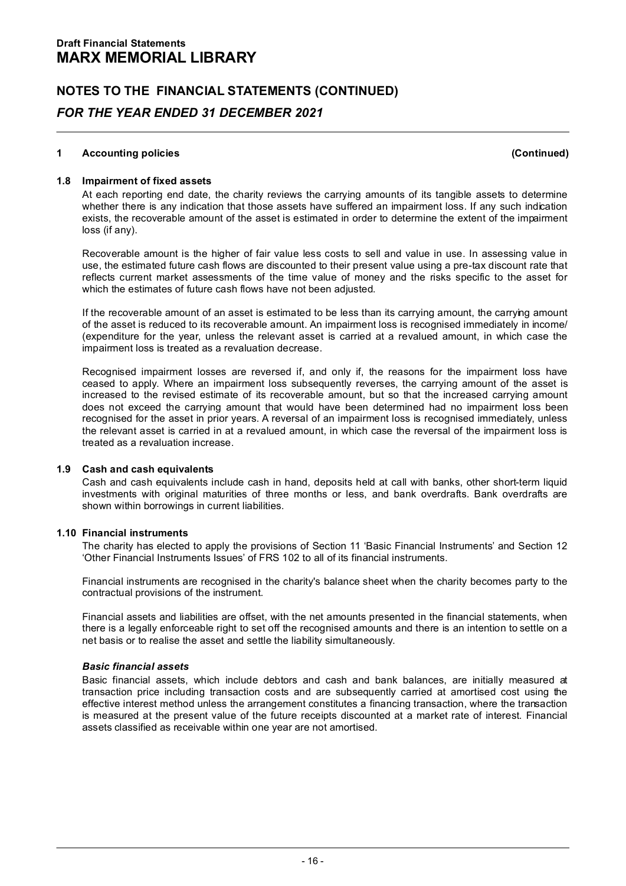Draft Financial Statements

# MARX MEMORIAL LIBRARY

## NOTES TO THE FINANCIAL STATEMENTS (CONTINUED)

## *FOR THE YEAR ENDED 31 DECEMBER 2021*

**1 Accounting policies** **(Continued)**

### 1.8 Impairment of fixed assets

At each reporting end date, the charity reviews the carrying amounts of its tangible assets to determine whether there is any indication that those assets have suffered an impairment loss. If any such indication exists, the recoverable amount of the asset is estimated in order to determine the extent of the impairment loss (if any).

Recoverable amount is the higher of fair value less costs to sell and value in use. In assessing value in use, the estimated future cash flows are discounted to their present value using a pre-tax discount rate that reflects current market assessments of the time value of money and the risks specific to the asset for which the estimates of future cash flows have not been adjusted.

If the recoverable amount of an asset is estimated to be less than its carrying amount, the carrying amount of the asset is reduced to its recoverable amount. An impairment loss is recognised immediately in income/(expenditure for the year, unless the relevant asset is carried at a revalued amount, in which case the impairment loss is treated as a revaluation decrease.

Recognised impairment losses are reversed if, and only if, the reasons for the impairment loss have ceased to apply. Where an impairment loss subsequently reverses, the carrying amount of the asset is increased to the revised estimate of its recoverable amount, but so that the increased carrying amount does not exceed the carrying amount that would have been determined had no impairment loss been recognised for the asset in prior years. A reversal of an impairment loss is recognised immediately, unless the relevant asset is carried in at a revalued amount, in which case the reversal of the impairment loss is treated as a revaluation increase.

### 1.9 Cash and cash equivalents

Cash and cash equivalents include cash in hand, deposits held at call with banks, other short-term liquid investments with original maturities of three months or less, and bank overdrafts. Bank overdrafts are shown within borrowings in current liabilities.

### 1.10 Financial instruments

The charity has elected to apply the provisions of Section 11 'Basic Financial Instruments' and Section 12 'Other Financial Instruments Issues' of FRS 102 to all of its financial instruments.

Financial instruments are recognised in the charity's balance sheet when the charity becomes party to the contractual provisions of the instrument.

Financial assets and liabilities are offset, with the net amounts presented in the financial statements, when there is a legally enforceable right to set off the recognised amounts and there is an intention to settle on a net basis or to realise the asset and settle the liability simultaneously.

***Basic financial assets***

Basic financial assets, which include debtors and cash and bank balances, are initially measured at transaction price including transaction costs and are subsequently carried at amortised cost using the effective interest method unless the arrangement constitutes a financing transaction, where the transaction is measured at the present value of the future receipts discounted at a market rate of interest. Financial assets classified as receivable within one year are not amortised.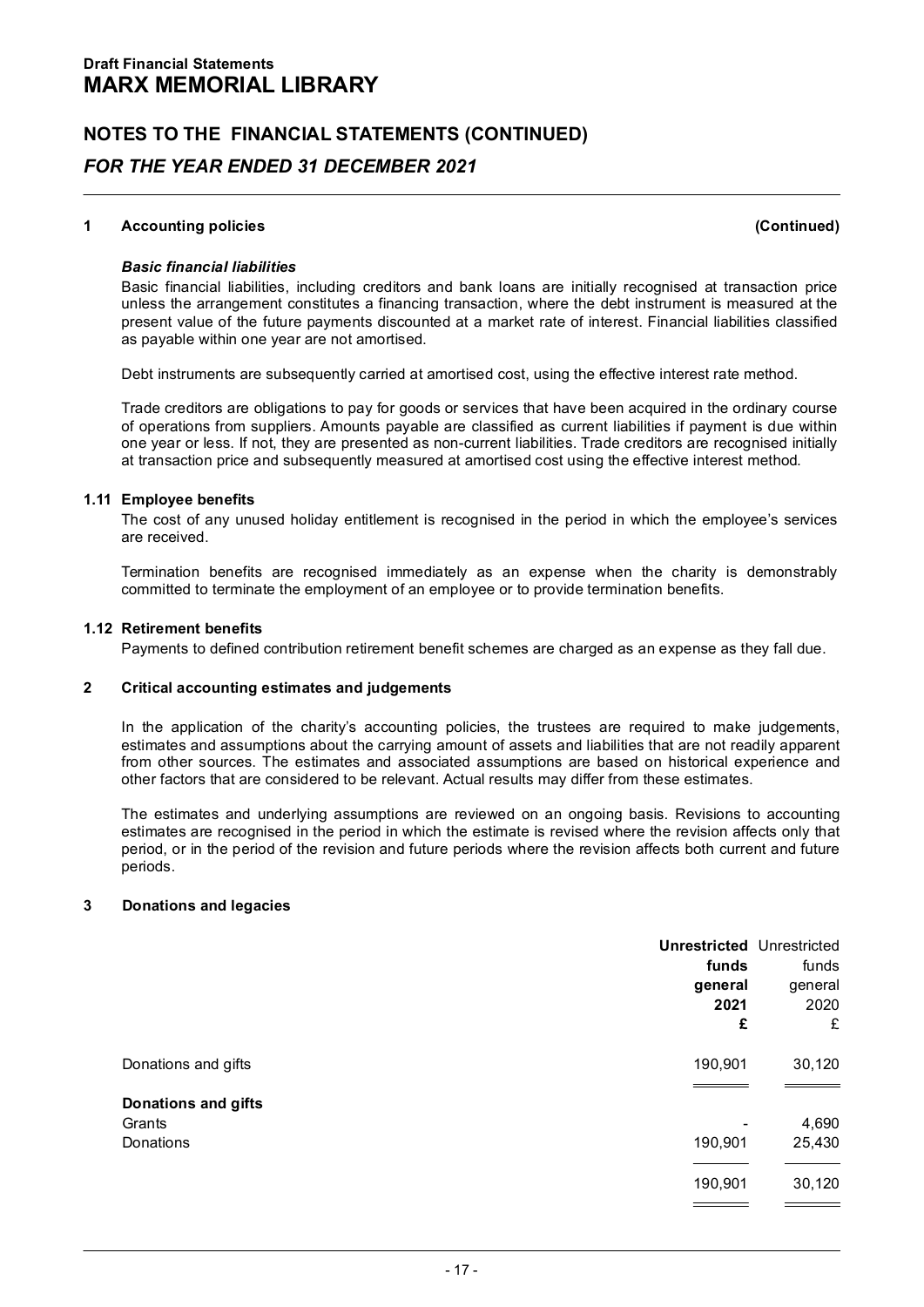# Draft Financial Statements
# MARX MEMORIAL LIBRARY

## NOTES TO THE FINANCIAL STATEMENTS (CONTINUED)
### *FOR THE YEAR ENDED 31 DECEMBER 2021*

**1 Accounting policies** **(Continued)**

***Basic financial liabilities***

Basic financial liabilities, including creditors and bank loans are initially recognised at transaction price unless the arrangement constitutes a financing transaction, where the debt instrument is measured at the present value of the future payments discounted at a market rate of interest. Financial liabilities classified as payable within one year are not amortised.

Debt instruments are subsequently carried at amortised cost, using the effective interest rate method.

Trade creditors are obligations to pay for goods or services that have been acquired in the ordinary course of operations from suppliers. Amounts payable are classified as current liabilities if payment is due within one year or less. If not, they are presented as non-current liabilities. Trade creditors are recognised initially at transaction price and subsequently measured at amortised cost using the effective interest method.

**1.11 Employee benefits**

The cost of any unused holiday entitlement is recognised in the period in which the employee's services are received.

Termination benefits are recognised immediately as an expense when the charity is demonstrably committed to terminate the employment of an employee or to provide termination benefits.

**1.12 Retirement benefits**

Payments to defined contribution retirement benefit schemes are charged as an expense as they fall due.

**2 Critical accounting estimates and judgements**

In the application of the charity's accounting policies, the trustees are required to make judgements, estimates and assumptions about the carrying amount of assets and liabilities that are not readily apparent from other sources. The estimates and associated assumptions are based on historical experience and other factors that are considered to be relevant. Actual results may differ from these estimates.

The estimates and underlying assumptions are reviewed on an ongoing basis. Revisions to accounting estimates are recognised in the period in which the estimate is revised where the revision affects only that period, or in the period of the revision and future periods where the revision affects both current and future periods.

**3 Donations and legacies**

| | **Unrestricted funds general 2021 £** | Unrestricted funds general 2020 £ |
|---|---|---|
| Donations and gifts | 190,901 | 30,120 |
| **Donations and gifts** | | |
| Grants | - | 4,690 |
| Donations | 190,901 | 25,430 |
| | 190,901 | 30,120 |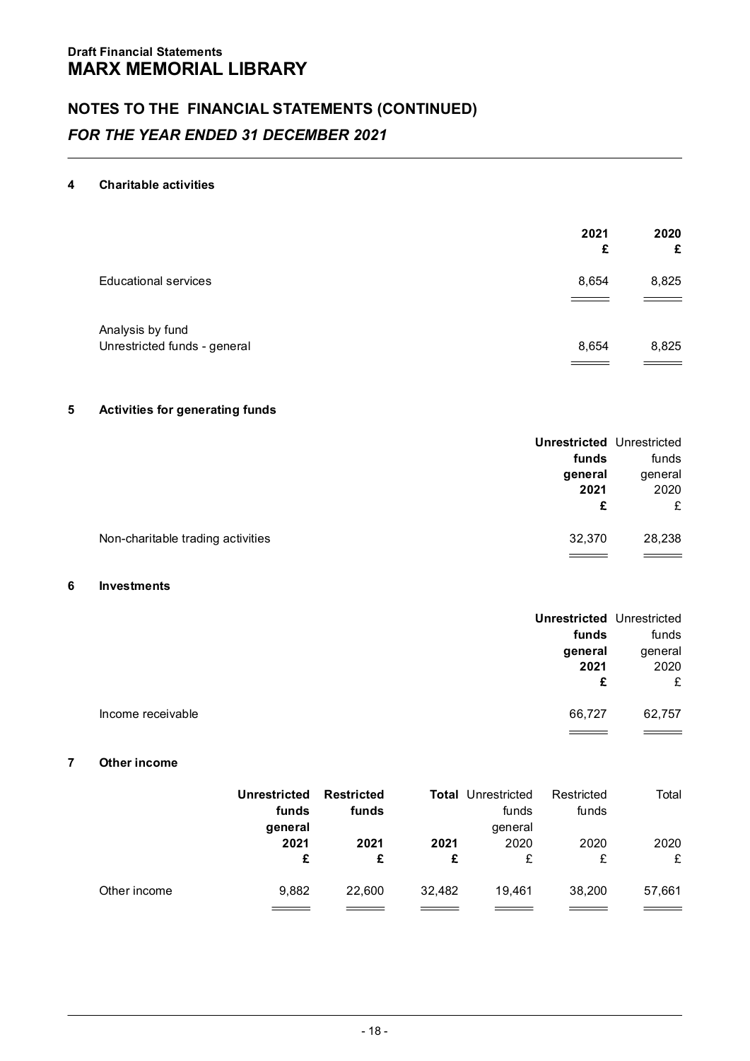**Draft Financial Statements**
# MARX MEMORIAL LIBRARY

## NOTES TO THE FINANCIAL STATEMENTS (CONTINUED)
### *FOR THE YEAR ENDED 31 DECEMBER 2021*

---

### 4 Charitable activities

| | 2021<br>£ | 2020<br>£ |
|---|---|---|
| Educational services | 8,654 | 8,825 |
| Analysis by fund | | |
| Unrestricted funds - general | 8,654 | 8,825 |

### 5 Activities for generating funds

| | Unrestricted funds general 2021<br>£ | Unrestricted funds general 2020<br>£ |
|---|---|---|
| Non-charitable trading activities | 32,370 | 28,238 |

### 6 Investments

| | Unrestricted funds general 2021<br>£ | Unrestricted funds general 2020<br>£ |
|---|---|---|
| Income receivable | 66,727 | 62,757 |

### 7 Other income

| | Unrestricted funds general 2021<br>£ | Restricted funds 2021<br>£ | Total 2021<br>£ | Unrestricted funds general 2020<br>£ | Restricted funds 2020<br>£ | Total 2020<br>£ |
|---|---|---|---|---|---|---|
| Other income | 9,882 | 22,600 | 32,482 | 19,461 | 38,200 | 57,661 |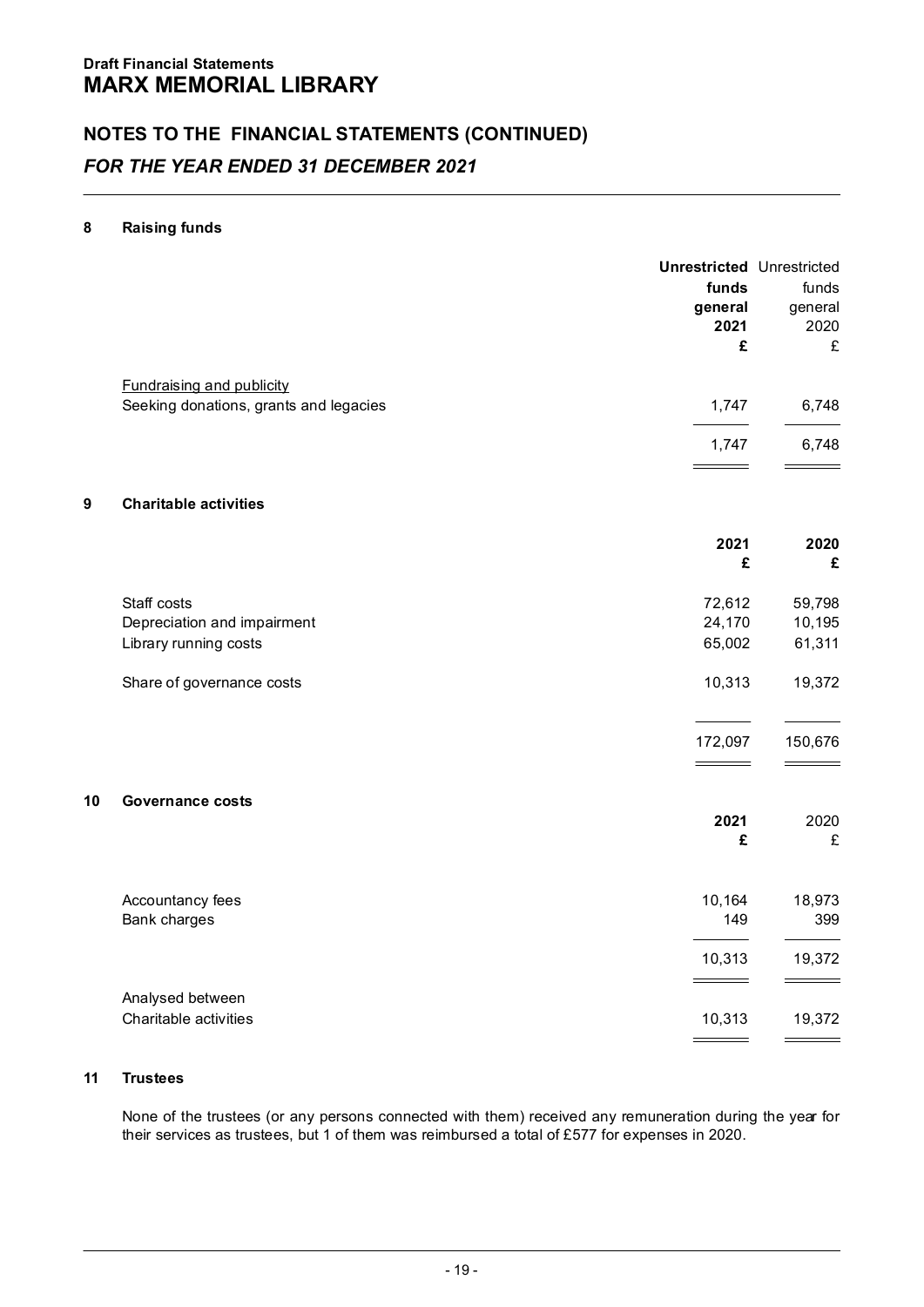**Draft Financial Statements**

# MARX MEMORIAL LIBRARY

## NOTES TO THE FINANCIAL STATEMENTS (CONTINUED)

### *FOR THE YEAR ENDED 31 DECEMBER 2021*

**8 Raising funds**

| | **Unrestricted funds general 2021 £** | Unrestricted funds general 2020 £ |
|---|---|---|
| Fundraising and publicity | | |
| Seeking donations, grants and legacies | 1,747 | 6,748 |
| | 1,747 | 6,748 |

**9 Charitable activities**

| | **2021 £** | **2020 £** |
|---|---|---|
| Staff costs | 72,612 | 59,798 |
| Depreciation and impairment | 24,170 | 10,195 |
| Library running costs | 65,002 | 61,311 |
| Share of governance costs | 10,313 | 19,372 |
| | 172,097 | 150,676 |

**10 Governance costs**

| | **2021 £** | 2020 £ |
|---|---|---|
| Accountancy fees | 10,164 | 18,973 |
| Bank charges | 149 | 399 |
| | 10,313 | 19,372 |
| Analysed between | | |
| Charitable activities | 10,313 | 19,372 |

**11 Trustees**

None of the trustees (or any persons connected with them) received any remuneration during the year for their services as trustees, but 1 of them was reimbursed a total of £577 for expenses in 2020.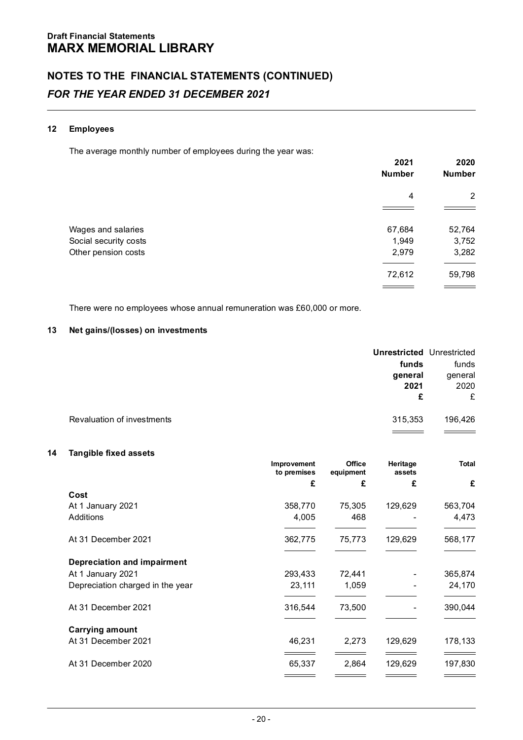**Draft Financial Statements**
# MARX MEMORIAL LIBRARY

## NOTES TO THE FINANCIAL STATEMENTS (CONTINUED)
### *FOR THE YEAR ENDED 31 DECEMBER 2021*

**12 Employees**

The average monthly number of employees during the year was:

| | 2021 Number | 2020 Number |
|---|---|---|
| | 4 | 2 |

| | 2021 | 2020 |
|---|---|---|
| Wages and salaries | 67,684 | 52,764 |
| Social security costs | 1,949 | 3,752 |
| Other pension costs | 2,979 | 3,282 |
| | 72,612 | 59,798 |

There were no employees whose annual remuneration was £60,000 or more.

**13 Net gains/(losses) on investments**

| | Unrestricted funds general 2021 £ | Unrestricted funds general 2020 £ |
|---|---|---|
| Revaluation of investments | 315,353 | 196,426 |

**14 Tangible fixed assets**

| | Improvement to premises £ | Office equipment £ | Heritage assets £ | Total £ |
|---|---|---|---|---|
| **Cost** | | | | |
| At 1 January 2021 | 358,770 | 75,305 | 129,629 | 563,704 |
| Additions | 4,005 | 468 | - | 4,473 |
| At 31 December 2021 | 362,775 | 75,773 | 129,629 | 568,177 |
| **Depreciation and impairment** | | | | |
| At 1 January 2021 | 293,433 | 72,441 | - | 365,874 |
| Depreciation charged in the year | 23,111 | 1,059 | - | 24,170 |
| At 31 December 2021 | 316,544 | 73,500 | - | 390,044 |
| **Carrying amount** | | | | |
| At 31 December 2021 | 46,231 | 2,273 | 129,629 | 178,133 |
| At 31 December 2020 | 65,337 | 2,864 | 129,629 | 197,830 |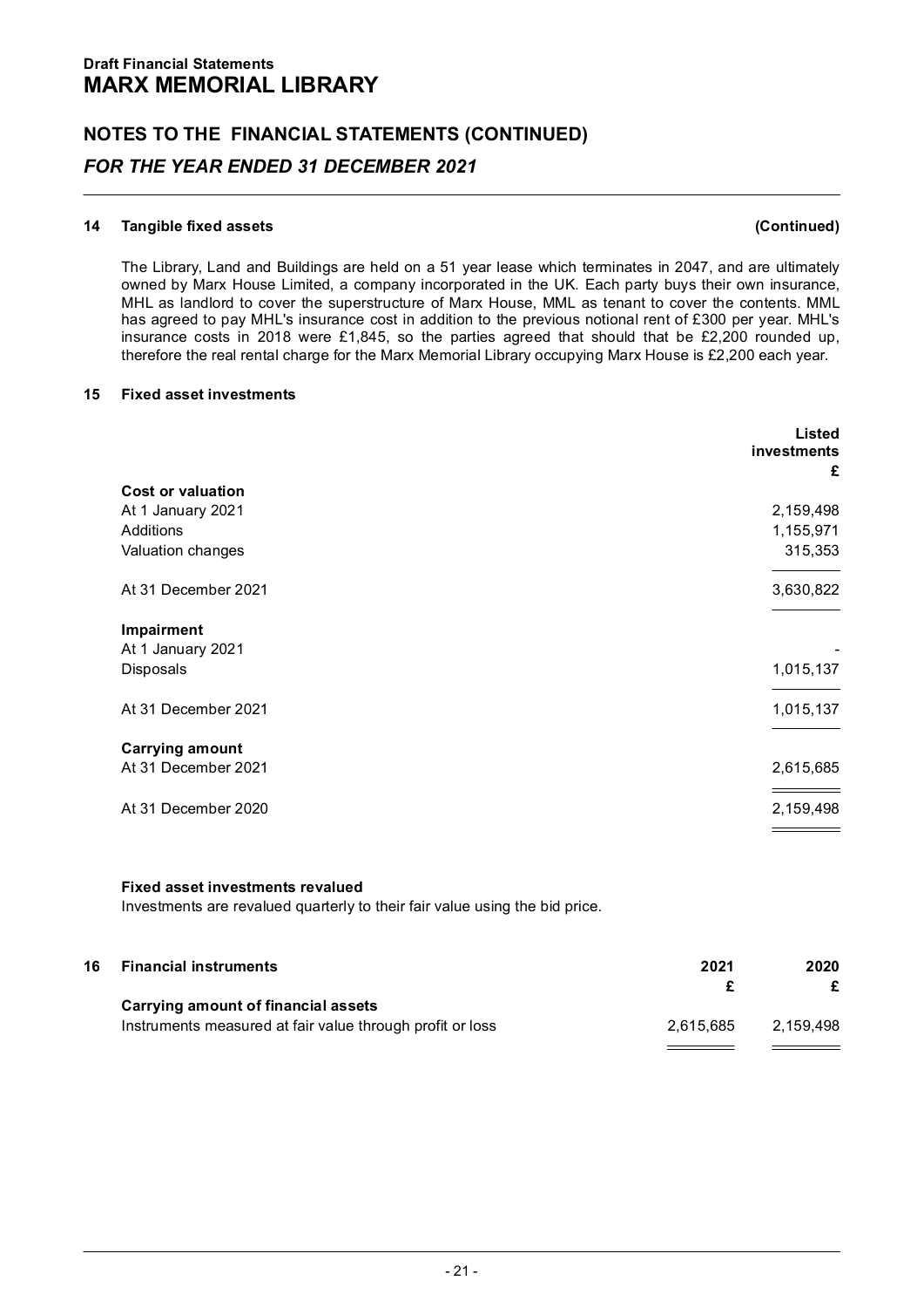## NOTES TO THE FINANCIAL STATEMENTS (CONTINUED)

### *FOR THE YEAR ENDED 31 DECEMBER 2021*

#### 14 Tangible fixed assets (Continued)

The Library, Land and Buildings are held on a 51 year lease which terminates in 2047, and are ultimately owned by Marx House Limited, a company incorporated in the UK. Each party buys their own insurance, MHL as landlord to cover the superstructure of Marx House, MML as tenant to cover the contents. MML has agreed to pay MHL's insurance cost in addition to the previous notional rent of £300 per year. MHL's insurance costs in 2018 were £1,845, so the parties agreed that should that be £2,200 rounded up, therefore the real rental charge for the Marx Memorial Library occupying Marx House is £2,200 each year.

#### 15 Fixed asset investments

| | Listed investments £ |
|---|---|
| **Cost or valuation** | |
| At 1 January 2021 | 2,159,498 |
| Additions | 1,155,971 |
| Valuation changes | 315,353 |
| At 31 December 2021 | 3,630,822 |
| **Impairment** | |
| At 1 January 2021 | - |
| Disposals | 1,015,137 |
| At 31 December 2021 | 1,015,137 |
| **Carrying amount** | |
| At 31 December 2021 | 2,615,685 |
| At 31 December 2020 | 2,159,498 |

**Fixed asset investments revalued**

Investments are revalued quarterly to their fair value using the bid price.

#### 16 Financial instruments

| | 2021 £ | 2020 £ |
|---|---|---|
| **Carrying amount of financial assets** | | |
| Instruments measured at fair value through profit or loss | 2,615,685 | 2,159,498 |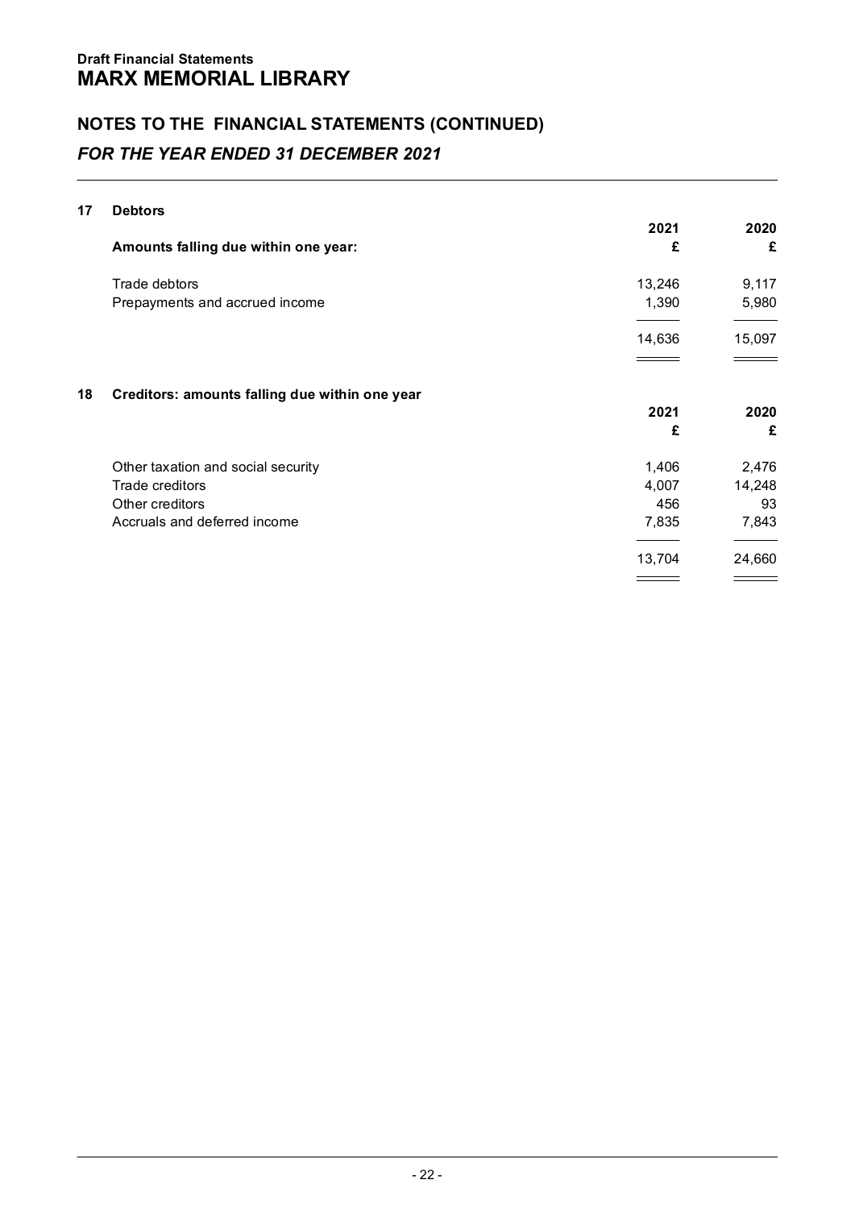**Draft Financial Statements**

# MARX MEMORIAL LIBRARY

## NOTES TO THE FINANCIAL STATEMENTS (CONTINUED)

### *FOR THE YEAR ENDED 31 DECEMBER 2021*

### 17 Debtors

| Amounts falling due within one year: | 2021 £ | 2020 £ |
|---|---|---|
| Trade debtors | 13,246 | 9,117 |
| Prepayments and accrued income | 1,390 | 5,980 |
| | 14,636 | 15,097 |

### 18 Creditors: amounts falling due within one year

| | 2021 £ | 2020 £ |
|---|---|---|
| Other taxation and social security | 1,406 | 2,476 |
| Trade creditors | 4,007 | 14,248 |
| Other creditors | 456 | 93 |
| Accruals and deferred income | 7,835 | 7,843 |
| | 13,704 | 24,660 |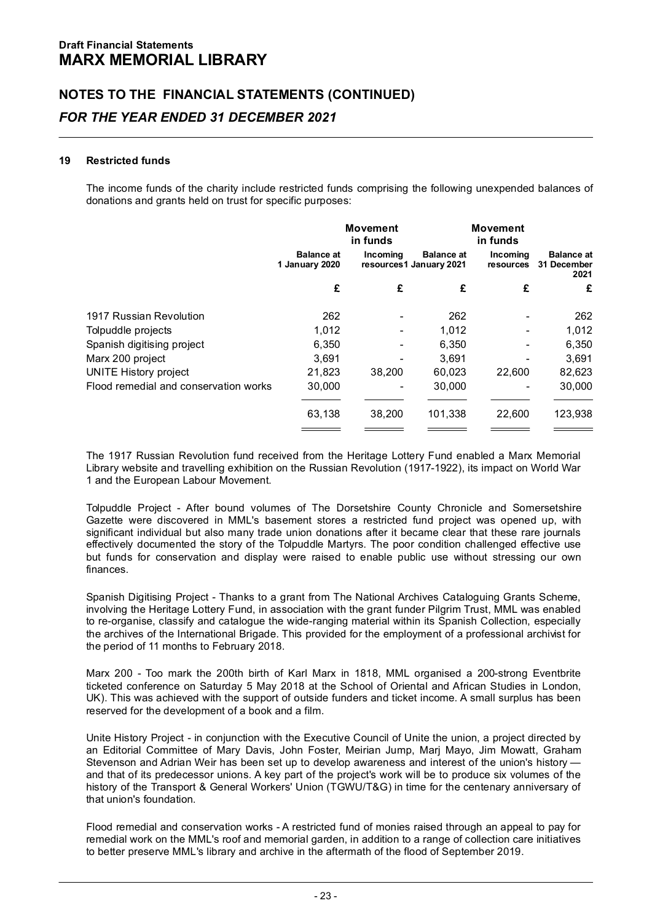Draft Financial Statements
# MARX MEMORIAL LIBRARY

## NOTES TO THE FINANCIAL STATEMENTS (CONTINUED)

## *FOR THE YEAR ENDED 31 DECEMBER 2021*

### 19 Restricted funds

The income funds of the charity include restricted funds comprising the following unexpended balances of donations and grants held on trust for specific purposes:

| | | Movement in funds | | Movement in funds | |
|---|---|---|---|---|---|
| | Balance at 1 January 2020 | Incoming resources | Balance at 1 January 2021 | Incoming resources | Balance at 31 December 2021 |
| | £ | £ | £ | £ | £ |
| 1917 Russian Revolution | 262 | - | 262 | - | 262 |
| Tolpuddle projects | 1,012 | - | 1,012 | - | 1,012 |
| Spanish digitising project | 6,350 | - | 6,350 | - | 6,350 |
| Marx 200 project | 3,691 | - | 3,691 | - | 3,691 |
| UNITE History project | 21,823 | 38,200 | 60,023 | 22,600 | 82,623 |
| Flood remedial and conservation works | 30,000 | - | 30,000 | - | 30,000 |
| | 63,138 | 38,200 | 101,338 | 22,600 | 123,938 |

The 1917 Russian Revolution fund received from the Heritage Lottery Fund enabled a Marx Memorial Library website and travelling exhibition on the Russian Revolution (1917-1922), its impact on World War 1 and the European Labour Movement.

Tolpuddle Project - After bound volumes of The Dorsetshire County Chronicle and Somersetshire Gazette were discovered in MML's basement stores a restricted fund project was opened up, with significant individual but also many trade union donations after it became clear that these rare journals effectively documented the story of the Tolpuddle Martyrs. The poor condition challenged effective use but funds for conservation and display were raised to enable public use without stressing our own finances.

Spanish Digitising Project - Thanks to a grant from The National Archives Cataloguing Grants Scheme, involving the Heritage Lottery Fund, in association with the grant funder Pilgrim Trust, MML was enabled to re-organise, classify and catalogue the wide-ranging material within its Spanish Collection, especially the archives of the International Brigade. This provided for the employment of a professional archivist for the period of 11 months to February 2018.

Marx 200 - Too mark the 200th birth of Karl Marx in 1818, MML organised a 200-strong Eventbrite ticketed conference on Saturday 5 May 2018 at the School of Oriental and African Studies in London, UK). This was achieved with the support of outside funders and ticket income. A small surplus has been reserved for the development of a book and a film.

Unite History Project - in conjunction with the Executive Council of Unite the union, a project directed by an Editorial Committee of Mary Davis, John Foster, Meirian Jump, Marj Mayo, Jim Mowatt, Graham Stevenson and Adrian Weir has been set up to develop awareness and interest of the union's history — and that of its predecessor unions. A key part of the project's work will be to produce six volumes of the history of the Transport & General Workers' Union (TGWU/T&G) in time for the centenary anniversary of that union's foundation.

Flood remedial and conservation works - A restricted fund of monies raised through an appeal to pay for remedial work on the MML's roof and memorial garden, in addition to a range of collection care initiatives to better preserve MML's library and archive in the aftermath of the flood of September 2019.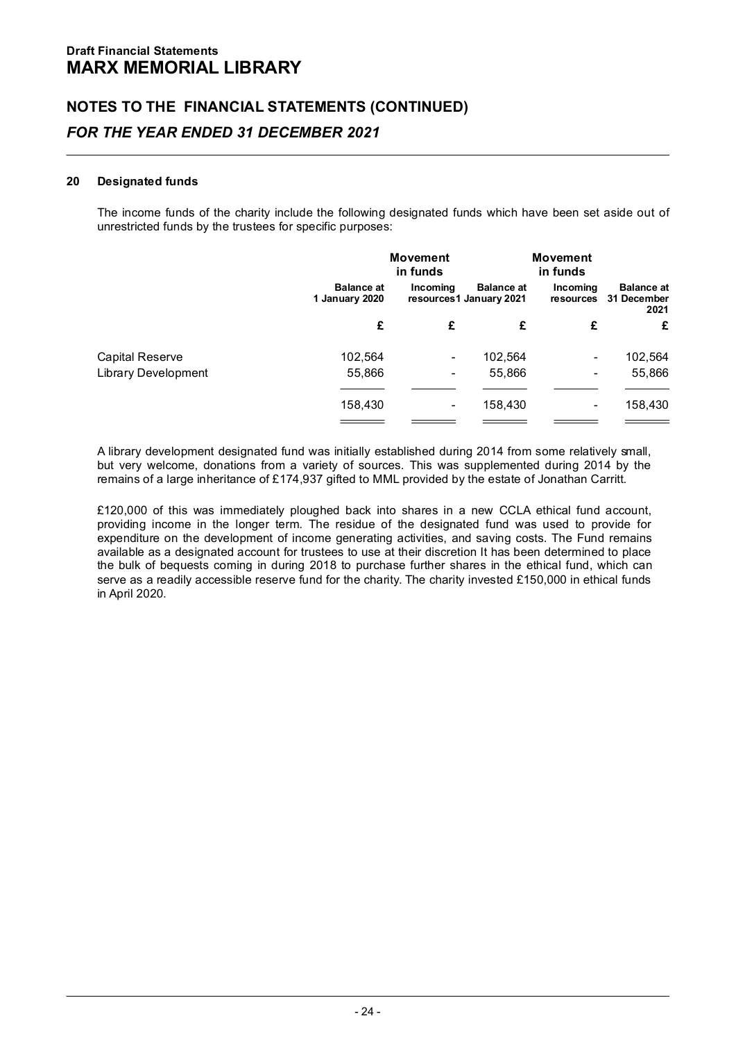**Draft Financial Statements**

# MARX MEMORIAL LIBRARY

## NOTES TO THE FINANCIAL STATEMENTS (CONTINUED)

### *FOR THE YEAR ENDED 31 DECEMBER 2021*

**20 Designated funds**

The income funds of the charity include the following designated funds which have been set aside out of unrestricted funds by the trustees for specific purposes:

| | | Movement in funds | | Movement in funds | |
|---|---|---|---|---|---|
| | Balance at 1 January 2020 | Incoming resources | Balance at 1 January 2021 | Incoming resources | Balance at 31 December 2021 |
| | £ | £ | £ | £ | £ |
| Capital Reserve | 102,564 | - | 102,564 | - | 102,564 |
| Library Development | 55,866 | - | 55,866 | - | 55,866 |
| | 158,430 | - | 158,430 | - | 158,430 |

A library development designated fund was initially established during 2014 from some relatively small, but very welcome, donations from a variety of sources. This was supplemented during 2014 by the remains of a large inheritance of £174,937 gifted to MML provided by the estate of Jonathan Carritt.

£120,000 of this was immediately ploughed back into shares in a new CCLA ethical fund account, providing income in the longer term. The residue of the designated fund was used to provide for expenditure on the development of income generating activities, and saving costs. The Fund remains available as a designated account for trustees to use at their discretion It has been determined to place the bulk of bequests coming in during 2018 to purchase further shares in the ethical fund, which can serve as a readily accessible reserve fund for the charity. The charity invested £150,000 in ethical funds in April 2020.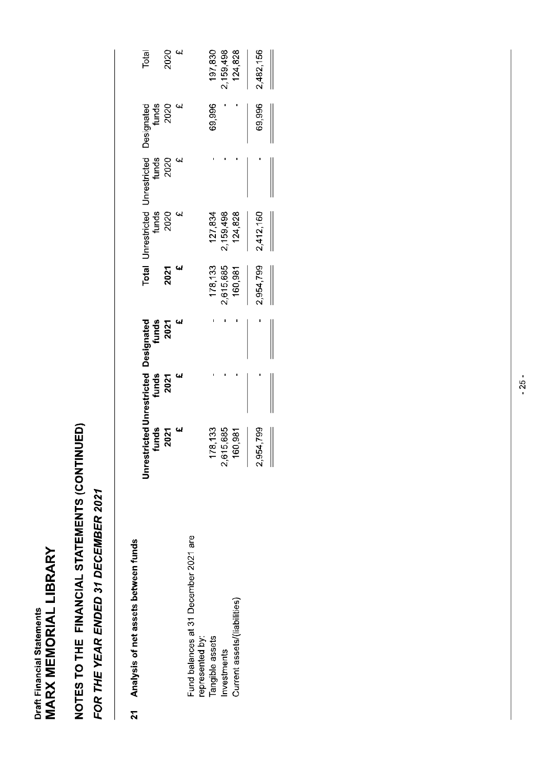Draft Financial Statements

# MARX MEMORIAL LIBRARY

## NOTES TO THE FINANCIAL STATEMENTS (CONTINUED)

### *FOR THE YEAR ENDED 31 DECEMBER 2021*

### 21 Analysis of net assets between funds

| | **Unrestricted funds 2021 £** | **Unrestricted funds 2021 £** | **Designated funds 2021 £** | **Total 2021 £** | Unrestricted funds 2020 £ | Unrestricted funds 2020 £ | Designated funds 2020 £ | Total 2020 £ |
|---|---|---|---|---|---|---|---|---|
| Fund balances at 31 December 2021 are represented by: | | | | | | | | |
| Tangible assets | 178,133 | - | - | 178,133 | 127,834 | - | 69,996 | 197,830 |
| Investments | 2,615,685 | - | - | 2,615,685 | 2,159,498 | - | - | 2,159,498 |
| Current assets/(liabilities) | 160,981 | - | - | 160,981 | 124,828 | - | - | 124,828 |
| | 2,954,799 | - | - | 2,954,799 | 2,412,160 | - | 69,996 | 2,482,156 |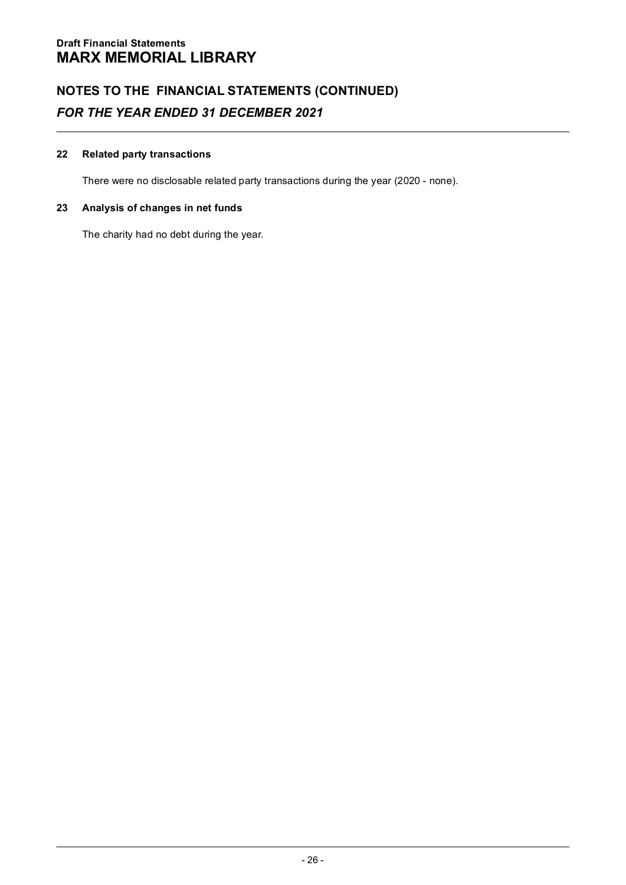Draft Financial Statements

# MARX MEMORIAL LIBRARY

## NOTES TO THE FINANCIAL STATEMENTS (CONTINUED)

## *FOR THE YEAR ENDED 31 DECEMBER 2021*

### 22 Related party transactions

There were no disclosable related party transactions during the year (2020 - none).

### 23 Analysis of changes in net funds

The charity had no debt during the year.